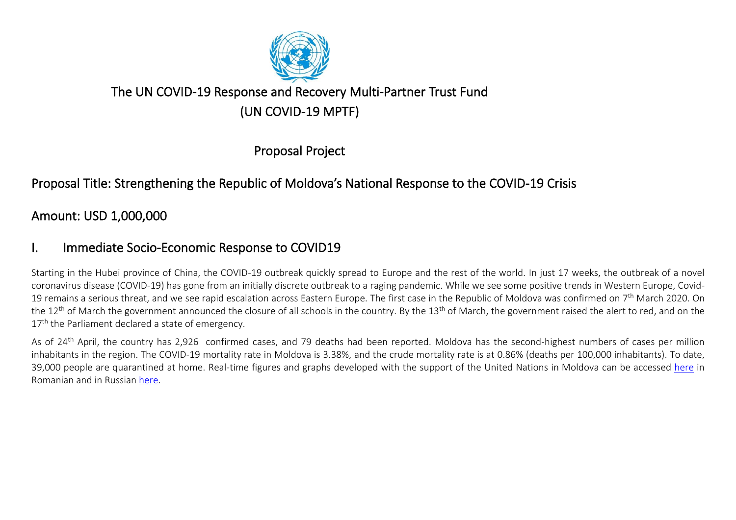# The UN COVID-19 Response and Recovery Multi-Partner Trust Fund (UN COVID-19 MPTF)

## Proposal Project

## Proposal Title: Strengthening the Republic of Moldova's National Response to the COVID-19 Crisis

## Amount: USD 1,000,000

## I. Immediate Socio-Economic Response to COVID19

Starting in the Hubei province of China, the COVID-19 outbreak quickly spread to Europe and the rest of the world. In just 17 weeks, the outbreak of a novel coronavirus disease (COVID-19) has gone from an initially discrete outbreak to a raging pandemic. While we see some positive trends in Western Europe, Covid-19 remains a serious threat, and we see rapid escalation across Eastern Europe. The first case in the Republic of Moldova was confirmed on 7th March 2020. On the 12th of March the government announced the closure of all schools in the country. By the 13th of March, the government raised the alert to red, and on the 17th the Parliament declared a state of emergency.

As of 24th April, the country has 2,926 confirmed cases, and 79 deaths had been reported. Moldova has the second-highest numbers of cases per million inhabitants in the region. The COVID-19 mortality rate in Moldova is 3.38%, and the crude mortality rate is at 0.86% (deaths per 100,000 inhabitants). To date, 39,000 people are quarantined at home. Real-time figures and graphs developed with the support of the United Nations in Moldova can be accessed here in Romanian and in Russian here.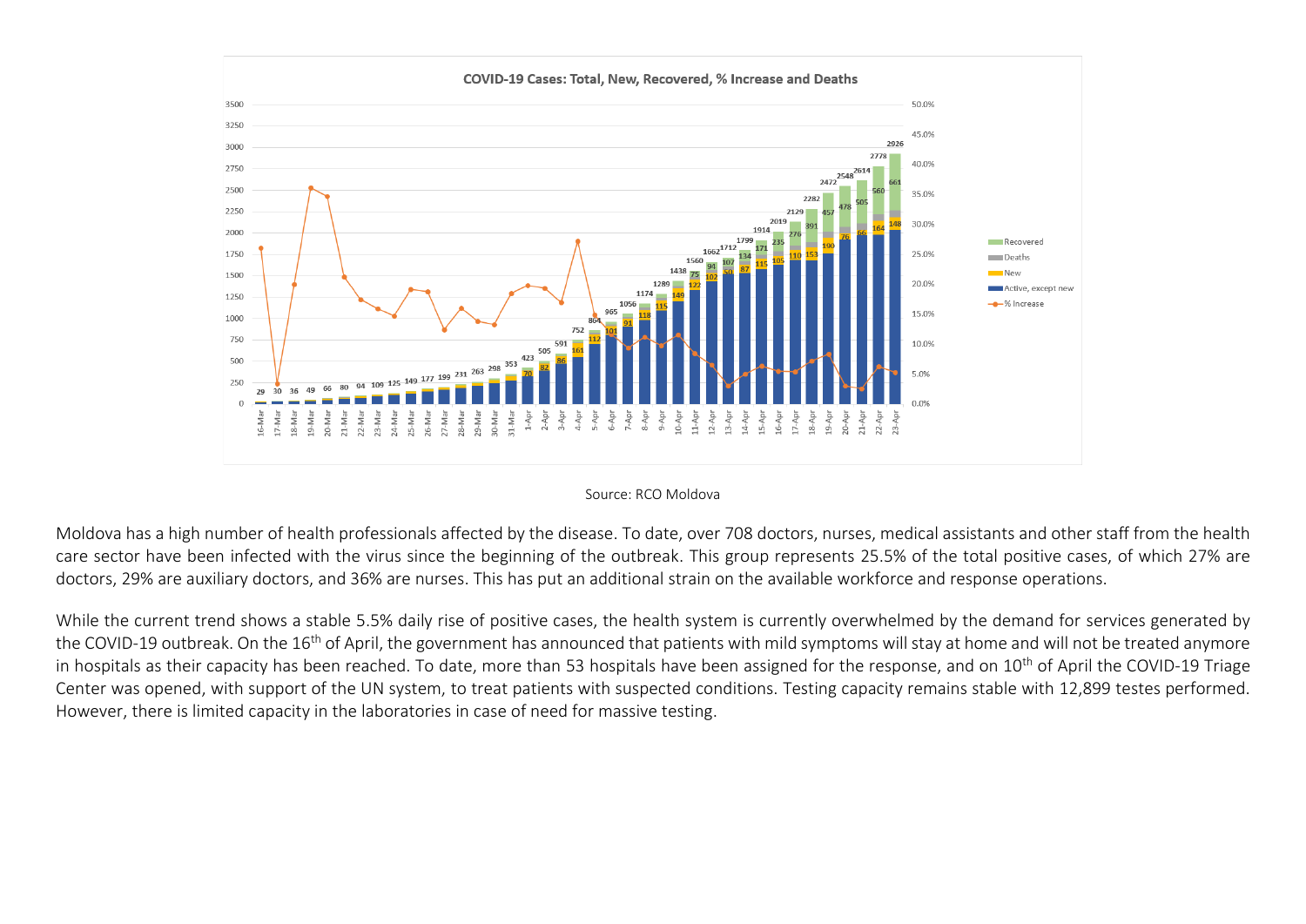Source: RCO Moldova

Moldova has a high number of health professionals affected by the disease. To date, over 708 doctors, nurses, medical assistants and other staff from the health care sector have been infected with the virus since the beginning of the outbreak. This group represents 25.5% of the total positive cases, of which 27% are doctors, 29% are auxiliary doctors, and 36% are nurses. This has put an additional strain on the available workforce and response operations.

While the current trend shows a stable 5.5% daily rise of positive cases, the health system is currently overwhelmed by the demand for services generated by the COVID-19 outbreak. On the 16th of April, the government has announced that patients with mild symptoms will stay at home and will not be treated anymore in hospitals as their capacity has been reached. To date, more than 53 hospitals have been assigned for the response, and on 10th of April the COVID-19 Triage Center was opened, with support of the UN system, to treat patients with suspected conditions. Testing capacity remains stable with 12,899 testes performed. However, there is limited capacity in the laboratories in case of need for massive testing.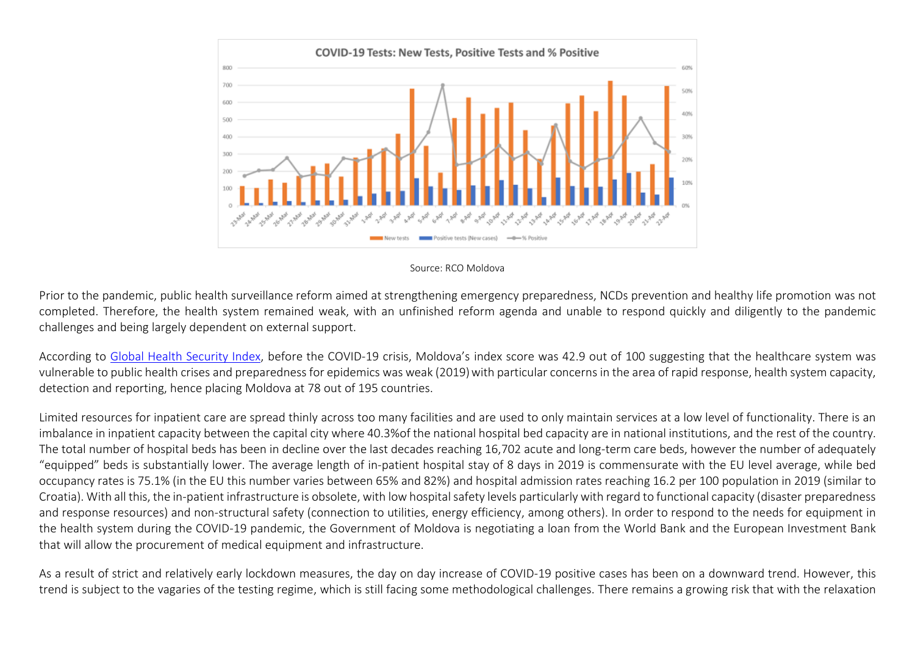Source: RCO Moldova

Prior to the pandemic, public health surveillance reform aimed at strengthening emergency preparedness, NCDs prevention and healthy life promotion was not completed. Therefore, the health system remained weak, with an unfinished reform agenda and unable to respond quickly and diligently to the pandemic challenges and being largely dependent on external support.

According to [Global Health Security Index](), before the COVID-19 crisis, Moldova's index score was 42.9 out of 100 suggesting that the healthcare system was vulnerable to public health crises and preparedness for epidemics was weak (2019) with particular concerns in the area of rapid response, health system capacity, detection and reporting, hence placing Moldova at 78 out of 195 countries.

Limited resources for inpatient care are spread thinly across too many facilities and are used to only maintain services at a low level of functionality. There is an imbalance in inpatient capacity between the capital city where 40.3%of the national hospital bed capacity are in national institutions, and the rest of the country. The total number of hospital beds has been in decline over the last decades reaching 16,702 acute and long-term care beds, however the number of adequately "equipped" beds is substantially lower. The average length of in-patient hospital stay of 8 days in 2019 is commensurate with the EU level average, while bed occupancy rates is 75.1% (in the EU this number varies between 65% and 82%) and hospital admission rates reaching 16.2 per 100 population in 2019 (similar to Croatia). With all this, the in-patient infrastructure is obsolete, with low hospital safety levels particularly with regard to functional capacity (disaster preparedness and response resources) and non-structural safety (connection to utilities, energy efficiency, among others). In order to respond to the needs for equipment in the health system during the COVID-19 pandemic, the Government of Moldova is negotiating a loan from the World Bank and the European Investment Bank that will allow the procurement of medical equipment and infrastructure.

As a result of strict and relatively early lockdown measures, the day on day increase of COVID-19 positive cases has been on a downward trend. However, this trend is subject to the vagaries of the testing regime, which is still facing some methodological challenges. There remains a growing risk that with the relaxation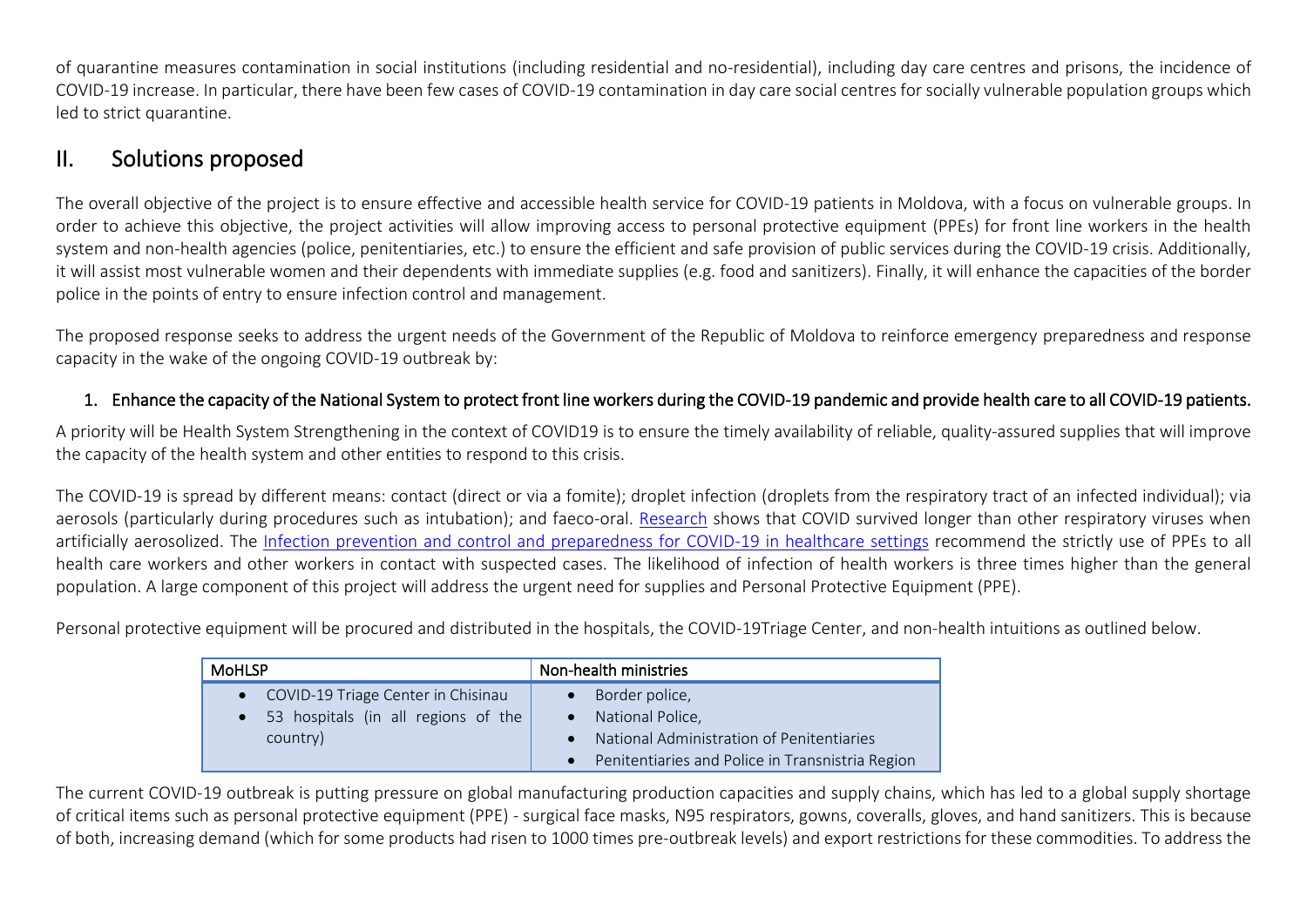of quarantine measures contamination in social institutions (including residential and no-residential), including day care centres and prisons, the incidence of COVID-19 increase. In particular, there have been few cases of COVID-19 contamination in day care social centres for socially vulnerable population groups which led to strict quarantine.

## II. Solutions proposed

The overall objective of the project is to ensure effective and accessible health service for COVID-19 patients in Moldova, with a focus on vulnerable groups. In order to achieve this objective, the project activities will allow improving access to personal protective equipment (PPEs) for front line workers in the health system and non-health agencies (police, penitentiaries, etc.) to ensure the efficient and safe provision of public services during the COVID-19 crisis. Additionally, it will assist most vulnerable women and their dependents with immediate supplies (e.g. food and sanitizers). Finally, it will enhance the capacities of the border police in the points of entry to ensure infection control and management.

The proposed response seeks to address the urgent needs of the Government of the Republic of Moldova to reinforce emergency preparedness and response capacity in the wake of the ongoing COVID-19 outbreak by:

1. Enhance the capacity of the National System to protect front line workers during the COVID-19 pandemic and provide health care to all COVID-19 patients.

A priority will be Health System Strengthening in the context of COVID19 is to ensure the timely availability of reliable, quality-assured supplies that will improve the capacity of the health system and other entities to respond to this crisis.

The COVID-19 is spread by different means: contact (direct or via a fomite); droplet infection (droplets from the respiratory tract of an infected individual); via aerosols (particularly during procedures such as intubation); and faeco-oral. Research shows that COVID survived longer than other respiratory viruses when artificially aerosolized. The Infection prevention and control and preparedness for COVID-19 in healthcare settings recommend the strictly use of PPEs to all health care workers and other workers in contact with suspected cases. The likelihood of infection of health workers is three times higher than the general population. A large component of this project will address the urgent need for supplies and Personal Protective Equipment (PPE).

Personal protective equipment will be procured and distributed in the hospitals, the COVID-19Triage Center, and non-health intuitions as outlined below.

| MoHLSP | Non-health ministries |
| --- | --- |
| • COVID-19 Triage Center in Chisinau<br>• 53 hospitals (in all regions of the country) | • Border police,<br>• National Police,<br>• National Administration of Penitentiaries<br>• Penitentiaries and Police in Transnistria Region |

The current COVID-19 outbreak is putting pressure on global manufacturing production capacities and supply chains, which has led to a global supply shortage of critical items such as personal protective equipment (PPE) - surgical face masks, N95 respirators, gowns, coveralls, gloves, and hand sanitizers. This is because of both, increasing demand (which for some products had risen to 1000 times pre-outbreak levels) and export restrictions for these commodities. To address the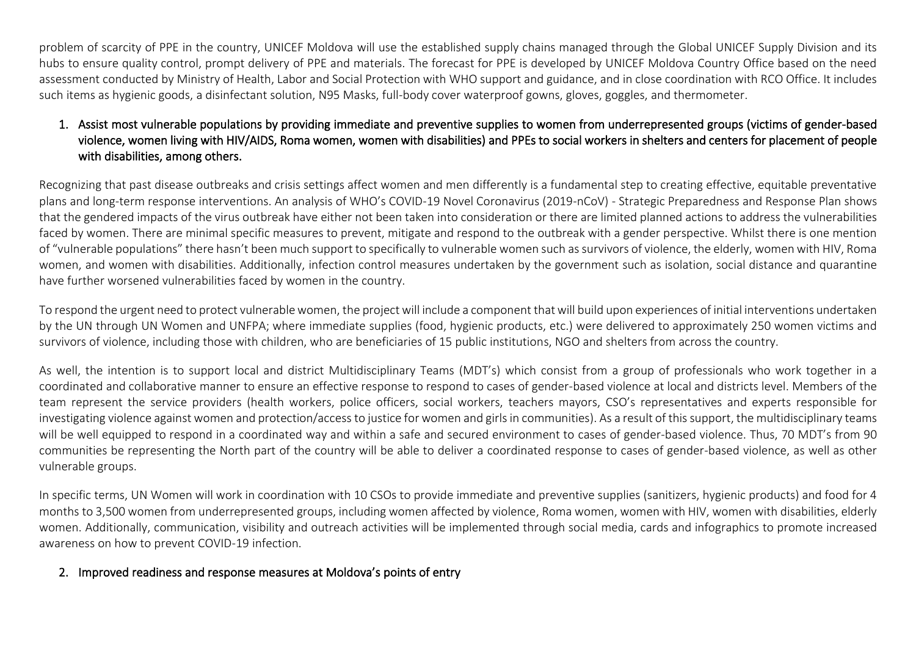problem of scarcity of PPE in the country, UNICEF Moldova will use the established supply chains managed through the Global UNICEF Supply Division and its hubs to ensure quality control, prompt delivery of PPE and materials. The forecast for PPE is developed by UNICEF Moldova Country Office based on the need assessment conducted by Ministry of Health, Labor and Social Protection with WHO support and guidance, and in close coordination with RCO Office. It includes such items as hygienic goods, a disinfectant solution, N95 Masks, full-body cover waterproof gowns, gloves, goggles, and thermometer.

1. Assist most vulnerable populations by providing immediate and preventive supplies to women from underrepresented groups (victims of gender-based violence, women living with HIV/AIDS, Roma women, women with disabilities) and PPEs to social workers in shelters and centers for placement of people with disabilities, among others.

Recognizing that past disease outbreaks and crisis settings affect women and men differently is a fundamental step to creating effective, equitable preventative plans and long-term response interventions. An analysis of WHO's COVID-19 Novel Coronavirus (2019-nCoV) - Strategic Preparedness and Response Plan shows that the gendered impacts of the virus outbreak have either not been taken into consideration or there are limited planned actions to address the vulnerabilities faced by women. There are minimal specific measures to prevent, mitigate and respond to the outbreak with a gender perspective. Whilst there is one mention of "vulnerable populations" there hasn't been much support to specifically to vulnerable women such as survivors of violence, the elderly, women with HIV, Roma women, and women with disabilities. Additionally, infection control measures undertaken by the government such as isolation, social distance and quarantine have further worsened vulnerabilities faced by women in the country.

To respond the urgent need to protect vulnerable women, the project will include a component that will build upon experiences of initial interventions undertaken by the UN through UN Women and UNFPA; where immediate supplies (food, hygienic products, etc.) were delivered to approximately 250 women victims and survivors of violence, including those with children, who are beneficiaries of 15 public institutions, NGO and shelters from across the country.

As well, the intention is to support local and district Multidisciplinary Teams (MDT's) which consist from a group of professionals who work together in a coordinated and collaborative manner to ensure an effective response to respond to cases of gender-based violence at local and districts level. Members of the team represent the service providers (health workers, police officers, social workers, teachers mayors, CSO's representatives and experts responsible for investigating violence against women and protection/access to justice for women and girls in communities). As a result of this support, the multidisciplinary teams will be well equipped to respond in a coordinated way and within a safe and secured environment to cases of gender-based violence. Thus, 70 MDT's from 90 communities be representing the North part of the country will be able to deliver a coordinated response to cases of gender-based violence, as well as other vulnerable groups.

In specific terms, UN Women will work in coordination with 10 CSOs to provide immediate and preventive supplies (sanitizers, hygienic products) and food for 4 months to 3,500 women from underrepresented groups, including women affected by violence, Roma women, women with HIV, women with disabilities, elderly women. Additionally, communication, visibility and outreach activities will be implemented through social media, cards and infographics to promote increased awareness on how to prevent COVID-19 infection.

2. Improved readiness and response measures at Moldova's points of entry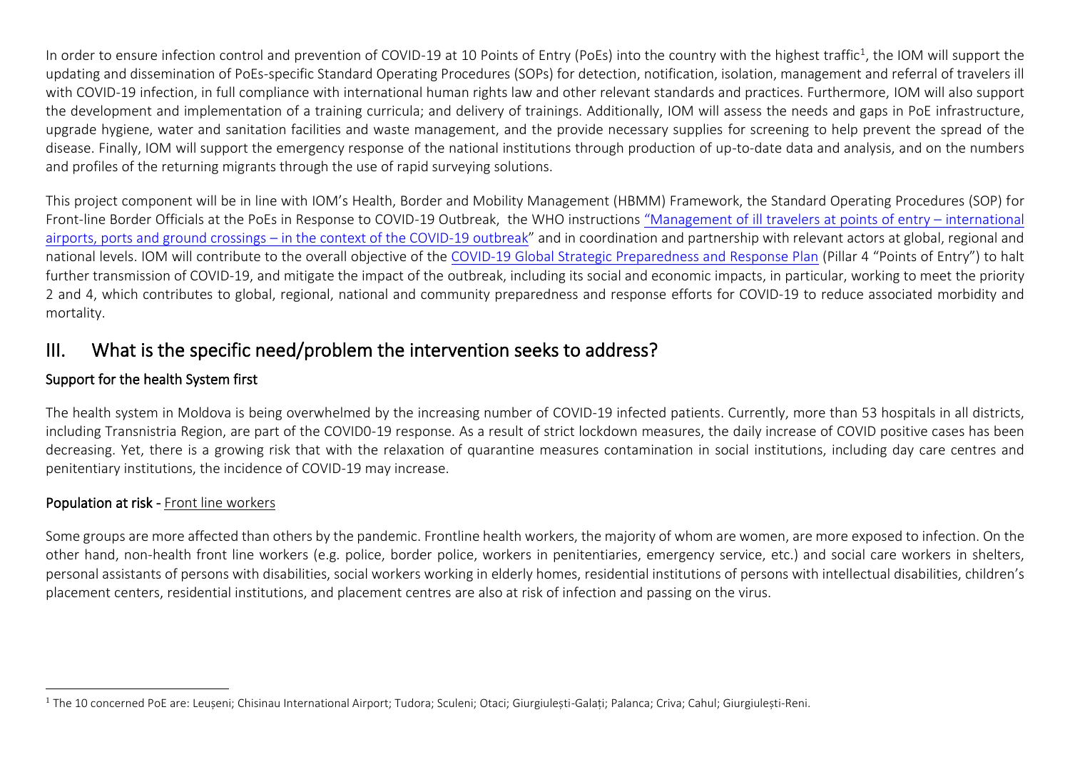In order to ensure infection control and prevention of COVID-19 at 10 Points of Entry (PoEs) into the country with the highest traffic[1], the IOM will support the updating and dissemination of PoEs-specific Standard Operating Procedures (SOPs) for detection, notification, isolation, management and referral of travelers ill with COVID-19 infection, in full compliance with international human rights law and other relevant standards and practices. Furthermore, IOM will also support the development and implementation of a training curricula; and delivery of trainings. Additionally, IOM will assess the needs and gaps in PoE infrastructure, upgrade hygiene, water and sanitation facilities and waste management, and the provide necessary supplies for screening to help prevent the spread of the disease. Finally, IOM will support the emergency response of the national institutions through production of up-to-date data and analysis, and on the numbers and profiles of the returning migrants through the use of rapid surveying solutions.

This project component will be in line with IOM's Health, Border and Mobility Management (HBMM) Framework, the Standard Operating Procedures (SOP) for Front-line Border Officials at the PoEs in Response to COVID-19 Outbreak, the WHO instructions "Management of ill travelers at points of entry – international airports, ports and ground crossings – in the context of the COVID-19 outbreak" and in coordination and partnership with relevant actors at global, regional and national levels. IOM will contribute to the overall objective of the COVID-19 Global Strategic Preparedness and Response Plan (Pillar 4 "Points of Entry") to halt further transmission of COVID-19, and mitigate the impact of the outbreak, including its social and economic impacts, in particular, working to meet the priority 2 and 4, which contributes to global, regional, national and community preparedness and response efforts for COVID-19 to reduce associated morbidity and mortality.

# III. What is the specific need/problem the intervention seeks to address?

## Support for the health System first

The health system in Moldova is being overwhelmed by the increasing number of COVID-19 infected patients. Currently, more than 53 hospitals in all districts, including Transnistria Region, are part of the COVID0-19 response. As a result of strict lockdown measures, the daily increase of COVID positive cases has been decreasing. Yet, there is a growing risk that with the relaxation of quarantine measures contamination in social institutions, including day care centres and penitentiary institutions, the incidence of COVID-19 may increase.

## Population at risk - Front line workers

Some groups are more affected than others by the pandemic. Frontline health workers, the majority of whom are women, are more exposed to infection. On the other hand, non-health front line workers (e.g. police, border police, workers in penitentiaries, emergency service, etc.) and social care workers in shelters, personal assistants of persons with disabilities, social workers working in elderly homes, residential institutions of persons with intellectual disabilities, children's placement centers, residential institutions, and placement centres are also at risk of infection and passing on the virus.

[1] The 10 concerned PoE are: Leușeni; Chisinau International Airport; Tudora; Sculeni; Otaci; Giurgiulești-Galați; Palanca; Criva; Cahul; Giurgiulești-Reni.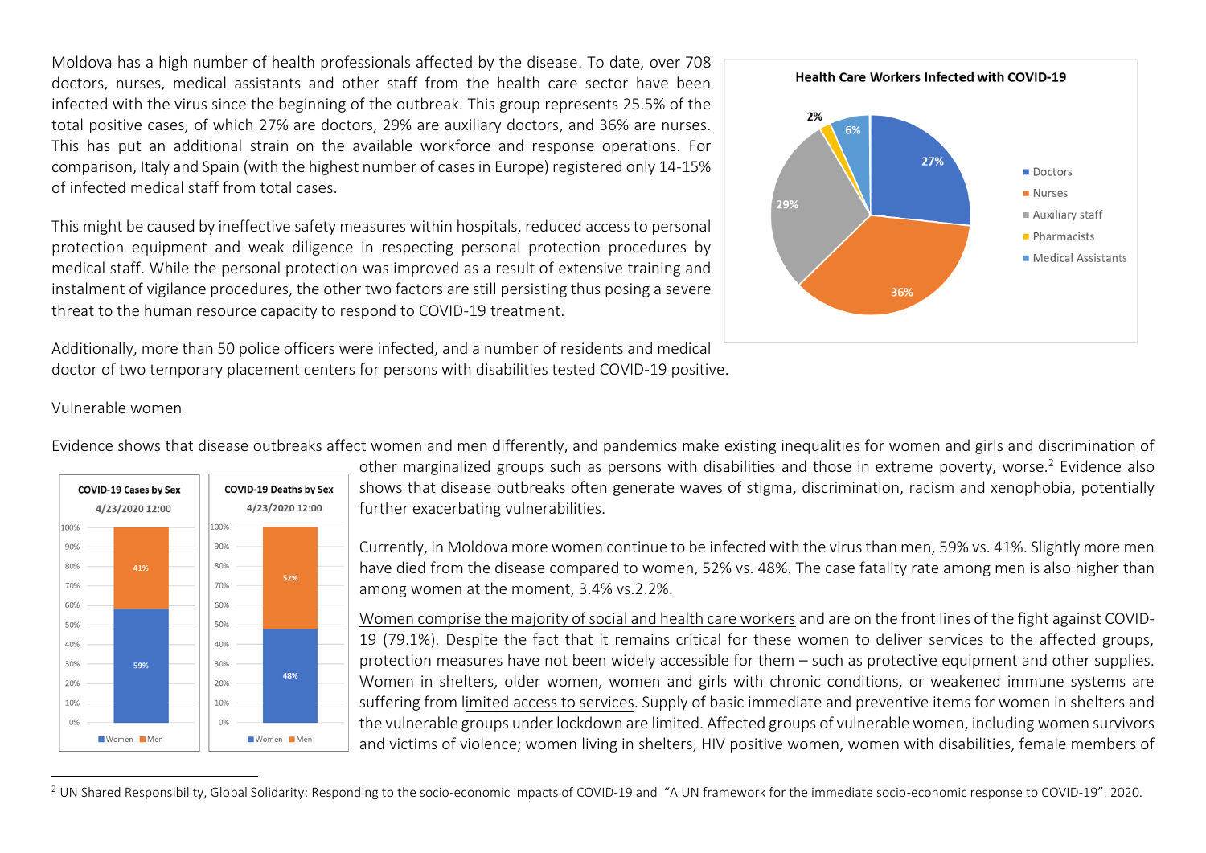Moldova has a high number of health professionals affected by the disease. To date, over 708 doctors, nurses, medical assistants and other staff from the health care sector have been infected with the virus since the beginning of the outbreak. This group represents 25.5% of the total positive cases, of which 27% are doctors, 29% are auxiliary doctors, and 36% are nurses. This has put an additional strain on the available workforce and response operations. For comparison, Italy and Spain (with the highest number of cases in Europe) registered only 14-15% of infected medical staff from total cases.

This might be caused by ineffective safety measures within hospitals, reduced access to personal protection equipment and weak diligence in respecting personal protection procedures by medical staff. While the personal protection was improved as a result of extensive training and instalment of vigilance procedures, the other two factors are still persisting thus posing a severe threat to the human resource capacity to respond to COVID-19 treatment.

Additionally, more than 50 police officers were infected, and a number of residents and medical doctor of two temporary placement centers for persons with disabilities tested COVID-19 positive.

Vulnerable women

Evidence shows that disease outbreaks affect women and men differently, and pandemics make existing inequalities for women and girls and discrimination of other marginalized groups such as persons with disabilities and those in extreme poverty, worse.[2] Evidence also shows that disease outbreaks often generate waves of stigma, discrimination, racism and xenophobia, potentially further exacerbating vulnerabilities.

Currently, in Moldova more women continue to be infected with the virus than men, 59% vs. 41%. Slightly more men have died from the disease compared to women, 52% vs. 48%. The case fatality rate among men is also higher than among women at the moment, 3.4% vs.2.2%.

Women comprise the majority of social and health care workers and are on the front lines of the fight against COVID-19 (79.1%). Despite the fact that it remains critical for these women to deliver services to the affected groups, protection measures have not been widely accessible for them – such as protective equipment and other supplies. Women in shelters, older women, women and girls with chronic conditions, or weakened immune systems are suffering from limited access to services. Supply of basic immediate and preventive items for women in shelters and the vulnerable groups under lockdown are limited. Affected groups of vulnerable women, including women survivors and victims of violence; women living in shelters, HIV positive women, women with disabilities, female members of

[2] UN Shared Responsibility, Global Solidarity: Responding to the socio-economic impacts of COVID-19 and "A UN framework for the immediate socio-economic response to COVID-19". 2020.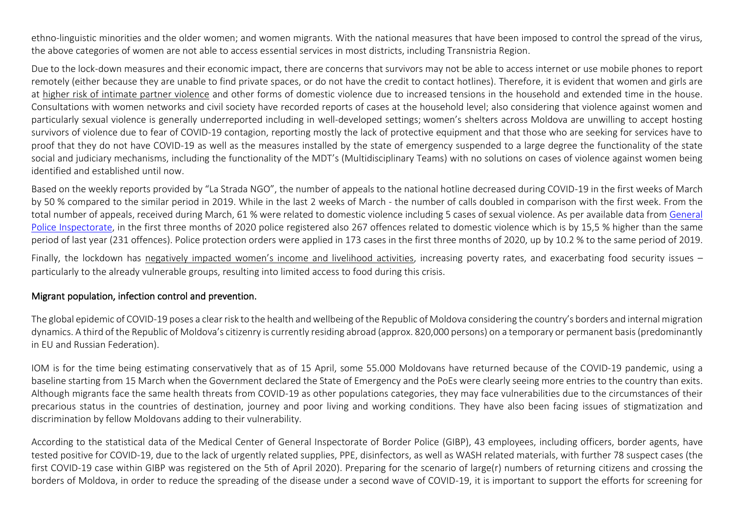ethno-linguistic minorities and the older women; and women migrants. With the national measures that have been imposed to control the spread of the virus, the above categories of women are not able to access essential services in most districts, including Transnistria Region.

Due to the lock-down measures and their economic impact, there are concerns that survivors may not be able to access internet or use mobile phones to report remotely (either because they are unable to find private spaces, or do not have the credit to contact hotlines). Therefore, it is evident that women and girls are at higher risk of intimate partner violence and other forms of domestic violence due to increased tensions in the household and extended time in the house. Consultations with women networks and civil society have recorded reports of cases at the household level; also considering that violence against women and particularly sexual violence is generally underreported including in well-developed settings; women's shelters across Moldova are unwilling to accept hosting survivors of violence due to fear of COVID-19 contagion, reporting mostly the lack of protective equipment and that those who are seeking for services have to proof that they do not have COVID-19 as well as the measures installed by the state of emergency suspended to a large degree the functionality of the state social and judiciary mechanisms, including the functionality of the MDT's (Multidisciplinary Teams) with no solutions on cases of violence against women being identified and established until now.

Based on the weekly reports provided by "La Strada NGO", the number of appeals to the national hotline decreased during COVID-19 in the first weeks of March by 50 % compared to the similar period in 2019. While in the last 2 weeks of March - the number of calls doubled in comparison with the first week. From the total number of appeals, received during March, 61 % were related to domestic violence including 5 cases of sexual violence. As per available data from General Police Inspectorate, in the first three months of 2020 police registered also 267 offences related to domestic violence which is by 15,5 % higher than the same period of last year (231 offences). Police protection orders were applied in 173 cases in the first three months of 2020, up by 10.2 % to the same period of 2019.

Finally, the lockdown has negatively impacted women's income and livelihood activities, increasing poverty rates, and exacerbating food security issues – particularly to the already vulnerable groups, resulting into limited access to food during this crisis.

## Migrant population, infection control and prevention.

The global epidemic of COVID-19 poses a clear risk to the health and wellbeing of the Republic of Moldova considering the country's borders and internal migration dynamics. A third of the Republic of Moldova's citizenry is currently residing abroad (approx. 820,000 persons) on a temporary or permanent basis (predominantly in EU and Russian Federation).

IOM is for the time being estimating conservatively that as of 15 April, some 55.000 Moldovans have returned because of the COVID-19 pandemic, using a baseline starting from 15 March when the Government declared the State of Emergency and the PoEs were clearly seeing more entries to the country than exits. Although migrants face the same health threats from COVID-19 as other populations categories, they may face vulnerabilities due to the circumstances of their precarious status in the countries of destination, journey and poor living and working conditions. They have also been facing issues of stigmatization and discrimination by fellow Moldovans adding to their vulnerability.

According to the statistical data of the Medical Center of General Inspectorate of Border Police (GIBP), 43 employees, including officers, border agents, have tested positive for COVID-19, due to the lack of urgently related supplies, PPE, disinfectors, as well as WASH related materials, with further 78 suspect cases (the first COVID-19 case within GIBP was registered on the 5th of April 2020). Preparing for the scenario of large(r) numbers of returning citizens and crossing the borders of Moldova, in order to reduce the spreading of the disease under a second wave of COVID-19, it is important to support the efforts for screening for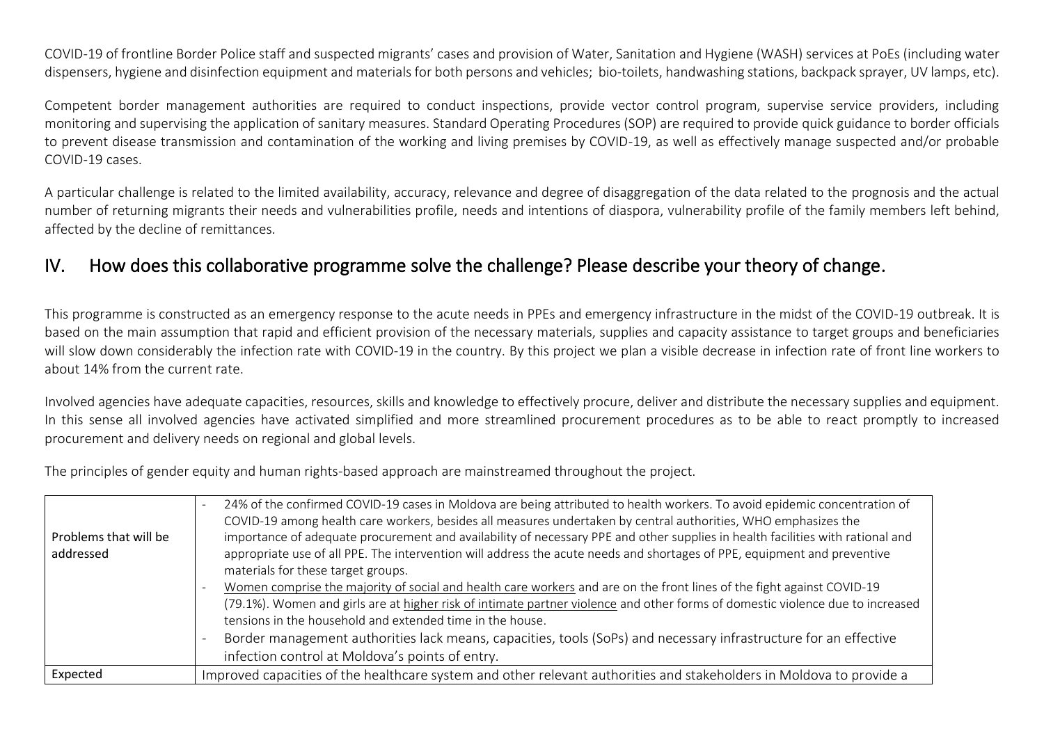COVID-19 of frontline Border Police staff and suspected migrants' cases and provision of Water, Sanitation and Hygiene (WASH) services at PoEs (including water dispensers, hygiene and disinfection equipment and materials for both persons and vehicles; bio-toilets, handwashing stations, backpack sprayer, UV lamps, etc).

Competent border management authorities are required to conduct inspections, provide vector control program, supervise service providers, including monitoring and supervising the application of sanitary measures. Standard Operating Procedures (SOP) are required to provide quick guidance to border officials to prevent disease transmission and contamination of the working and living premises by COVID-19, as well as effectively manage suspected and/or probable COVID-19 cases.

A particular challenge is related to the limited availability, accuracy, relevance and degree of disaggregation of the data related to the prognosis and the actual number of returning migrants their needs and vulnerabilities profile, needs and intentions of diaspora, vulnerability profile of the family members left behind, affected by the decline of remittances.

## IV. How does this collaborative programme solve the challenge? Please describe your theory of change.

This programme is constructed as an emergency response to the acute needs in PPEs and emergency infrastructure in the midst of the COVID-19 outbreak. It is based on the main assumption that rapid and efficient provision of the necessary materials, supplies and capacity assistance to target groups and beneficiaries will slow down considerably the infection rate with COVID-19 in the country. By this project we plan a visible decrease in infection rate of front line workers to about 14% from the current rate.

Involved agencies have adequate capacities, resources, skills and knowledge to effectively procure, deliver and distribute the necessary supplies and equipment. In this sense all involved agencies have activated simplified and more streamlined procurement procedures as to be able to react promptly to increased procurement and delivery needs on regional and global levels.

The principles of gender equity and human rights-based approach are mainstreamed throughout the project.

| | |
|---|---|
| Problems that will be addressed | - 24% of the confirmed COVID-19 cases in Moldova are being attributed to health workers. To avoid epidemic concentration of COVID-19 among health care workers, besides all measures undertaken by central authorities, WHO emphasizes the importance of adequate procurement and availability of necessary PPE and other supplies in health facilities with rational and appropriate use of all PPE. The intervention will address the acute needs and shortages of PPE, equipment and preventive materials for these target groups.<br>- Women comprise the majority of social and health care workers and are on the front lines of the fight against COVID-19 (79.1%). Women and girls are at higher risk of intimate partner violence and other forms of domestic violence due to increased tensions in the household and extended time in the house.<br>- Border management authorities lack means, capacities, tools (SoPs) and necessary infrastructure for an effective infection control at Moldova's points of entry. |
| Expected | Improved capacities of the healthcare system and other relevant authorities and stakeholders in Moldova to provide a |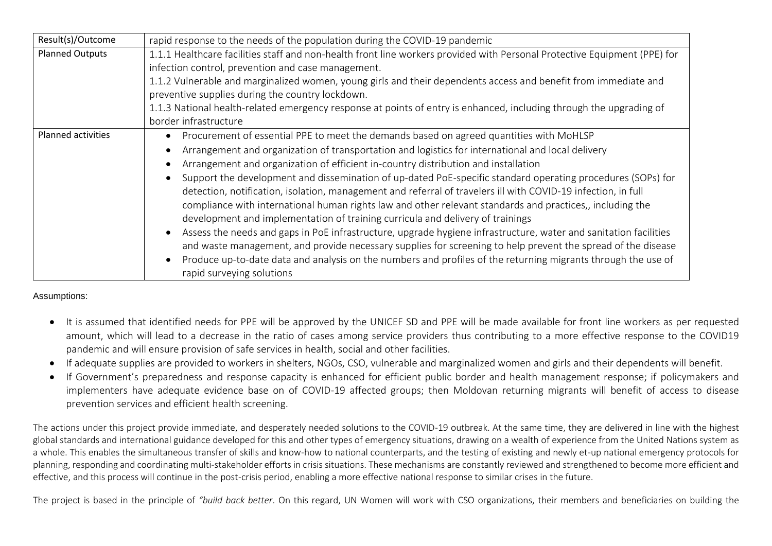| Result(s)/Outcome | rapid response to the needs of the population during the COVID-19 pandemic |
|---|---|
| Planned Outputs | 1.1.1 Healthcare facilities staff and non-health front line workers provided with Personal Protective Equipment (PPE) for infection control, prevention and case management.<br>1.1.2 Vulnerable and marginalized women, young girls and their dependents access and benefit from immediate and preventive supplies during the country lockdown.<br>1.1.3 National health-related emergency response at points of entry is enhanced, including through the upgrading of border infrastructure |
| Planned activities | • Procurement of essential PPE to meet the demands based on agreed quantities with MoHLSP<br>• Arrangement and organization of transportation and logistics for international and local delivery<br>• Arrangement and organization of efficient in-country distribution and installation<br>• Support the development and dissemination of up-dated PoE-specific standard operating procedures (SOPs) for detection, notification, isolation, management and referral of travelers ill with COVID-19 infection, in full compliance with international human rights law and other relevant standards and practices,, including the development and implementation of training curricula and delivery of trainings<br>• Assess the needs and gaps in PoE infrastructure, upgrade hygiene infrastructure, water and sanitation facilities and waste management, and provide necessary supplies for screening to help prevent the spread of the disease<br>• Produce up-to-date data and analysis on the numbers and profiles of the returning migrants through the use of rapid surveying solutions |

Assumptions:

- It is assumed that identified needs for PPE will be approved by the UNICEF SD and PPE will be made available for front line workers as per requested amount, which will lead to a decrease in the ratio of cases among service providers thus contributing to a more effective response to the COVID19 pandemic and will ensure provision of safe services in health, social and other facilities.
- If adequate supplies are provided to workers in shelters, NGOs, CSO, vulnerable and marginalized women and girls and their dependents will benefit.
- If Government's preparedness and response capacity is enhanced for efficient public border and health management response; if policymakers and implementers have adequate evidence base on of COVID-19 affected groups; then Moldovan returning migrants will benefit of access to disease prevention services and efficient health screening.

The actions under this project provide immediate, and desperately needed solutions to the COVID-19 outbreak. At the same time, they are delivered in line with the highest global standards and international guidance developed for this and other types of emergency situations, drawing on a wealth of experience from the United Nations system as a whole. This enables the simultaneous transfer of skills and know-how to national counterparts, and the testing of existing and newly et-up national emergency protocols for planning, responding and coordinating multi-stakeholder efforts in crisis situations. These mechanisms are constantly reviewed and strengthened to become more efficient and effective, and this process will continue in the post-crisis period, enabling a more effective national response to similar crises in the future.

The project is based in the principle of *"build back better*. On this regard, UN Women will work with CSO organizations, their members and beneficiaries on building the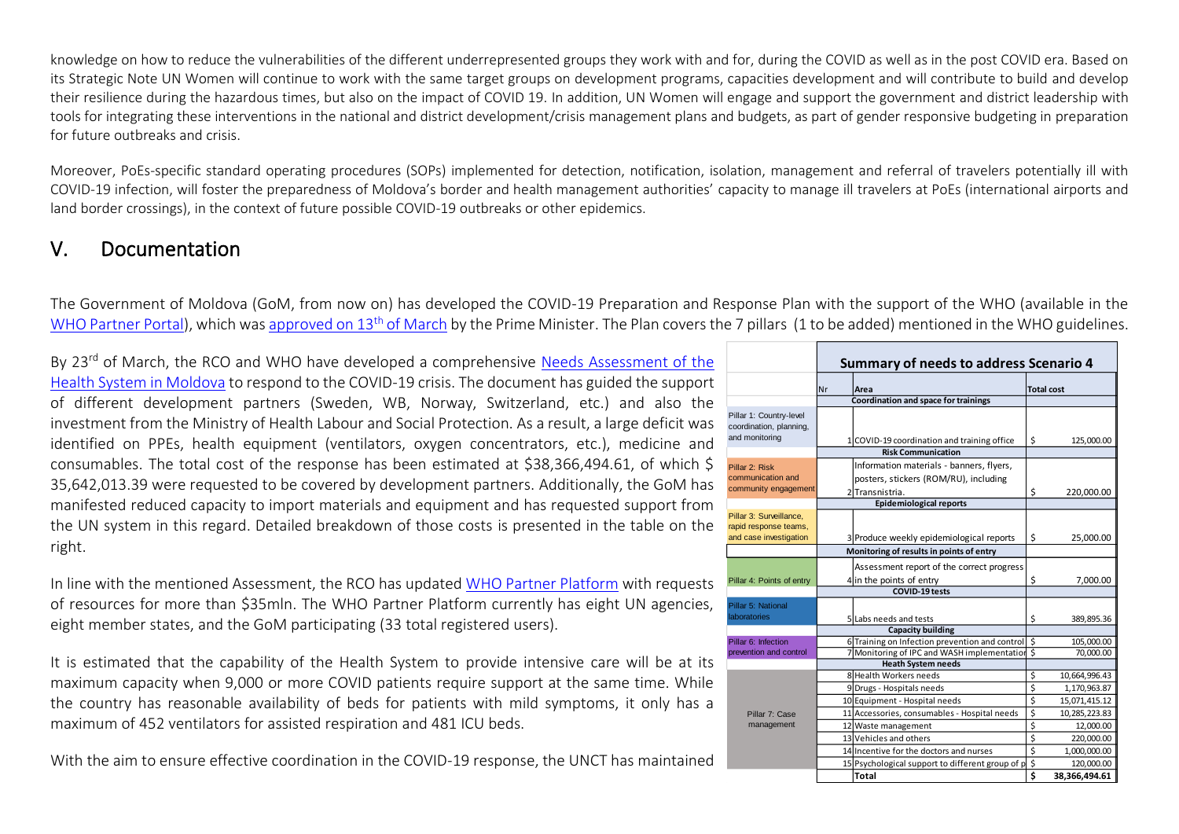knowledge on how to reduce the vulnerabilities of the different underrepresented groups they work with and for, during the COVID as well as in the post COVID era. Based on its Strategic Note UN Women will continue to work with the same target groups on development programs, capacities development and will contribute to build and develop their resilience during the hazardous times, but also on the impact of COVID 19. In addition, UN Women will engage and support the government and district leadership with tools for integrating these interventions in the national and district development/crisis management plans and budgets, as part of gender responsive budgeting in preparation for future outbreaks and crisis.

Moreover, PoEs-specific standard operating procedures (SOPs) implemented for detection, notification, isolation, management and referral of travelers potentially ill with COVID-19 infection, will foster the preparedness of Moldova's border and health management authorities' capacity to manage ill travelers at PoEs (international airports and land border crossings), in the context of future possible COVID-19 outbreaks or other epidemics.

## V. Documentation

The Government of Moldova (GoM, from now on) has developed the COVID-19 Preparation and Response Plan with the support of the WHO (available in the WHO Partner Portal), which was approved on 13th of March by the Prime Minister. The Plan covers the 7 pillars (1 to be added) mentioned in the WHO guidelines.

By 23rd of March, the RCO and WHO have developed a comprehensive Needs Assessment of the Health System in Moldova to respond to the COVID-19 crisis. The document has guided the support of different development partners (Sweden, WB, Norway, Switzerland, etc.) and also the investment from the Ministry of Health Labour and Social Protection. As a result, a large deficit was identified on PPEs, health equipment (ventilators, oxygen concentrators, etc.), medicine and consumables. The total cost of the response has been estimated at $38,366,494.61, of which $ 35,642,013.39 were requested to be covered by development partners. Additionally, the GoM has manifested reduced capacity to import materials and equipment and has requested support from the UN system in this regard. Detailed breakdown of those costs is presented in the table on the right.

In line with the mentioned Assessment, the RCO has updated WHO Partner Platform with requests of resources for more than $35mln. The WHO Partner Platform currently has eight UN agencies, eight member states, and the GoM participating (33 total registered users).

It is estimated that the capability of the Health System to provide intensive care will be at its maximum capacity when 9,000 or more COVID patients require support at the same time. While the country has reasonable availability of beds for patients with mild symptoms, it only has a maximum of 452 ventilators for assisted respiration and 481 ICU beds.

With the aim to ensure effective coordination in the COVID-19 response, the UNCT has maintained

| | **Summary of needs to address Scenario 4** | | |
|---|---|---|---|
| | Nr | Area | Total cost |
| | | **Coordination and space for trainings** | |
| Pillar 1: Country-level coordination, planning, and monitoring | 1 | COVID-19 coordination and training office | $ 125,000.00 |
| | | **Risk Communication** | |
| Pillar 2: Risk communication and community engagement | 2 | Information materials - banners, flyers, posters, stickers (ROM/RU), including Transnistria. | $ 220,000.00 |
| | | **Epidemiological reports** | |
| Pillar 3: Surveillance, rapid response teams, and case investigation | 3 | Produce weekly epidemiological reports | $ 25,000.00 |
| | | **Monitoring of results in points of entry** | |
| Pillar 4: Points of entry | 4 | Assessment report of the correct progress in the points of entry | $ 7,000.00 |
| | | **COVID-19 tests** | |
| Pillar 5: National laboratories | 5 | Labs needs and tests | $ 389,895.36 |
| | | **Capacity building** | |
| Pillar 6: Infection prevention and control | 6 | Training on Infection prevention and control | $ 105,000.00 |
| | 7 | Monitoring of IPC and WASH implementation | $ 70,000.00 |
| | | **Heath System needs** | |
| Pillar 7: Case management | 8 | Health Workers needs | $ 10,664,996.43 |
| | 9 | Drugs - Hospitals needs | $ 1,170,963.87 |
| | 10 | Equipment - Hospital needs | $ 15,071,415.12 |
| | 11 | Accessories, consumables - Hospital needs | $ 10,285,223.83 |
| | 12 | Waste management | $ 12,000.00 |
| | 13 | Vehicles and others | $ 220,000.00 |
| | 14 | Incentive for the doctors and nurses | $ 1,000,000.00 |
| | 15 | Psychological support to different group of p | $ 120,000.00 |
| | | **Total** | **$ 38,366,494.61** |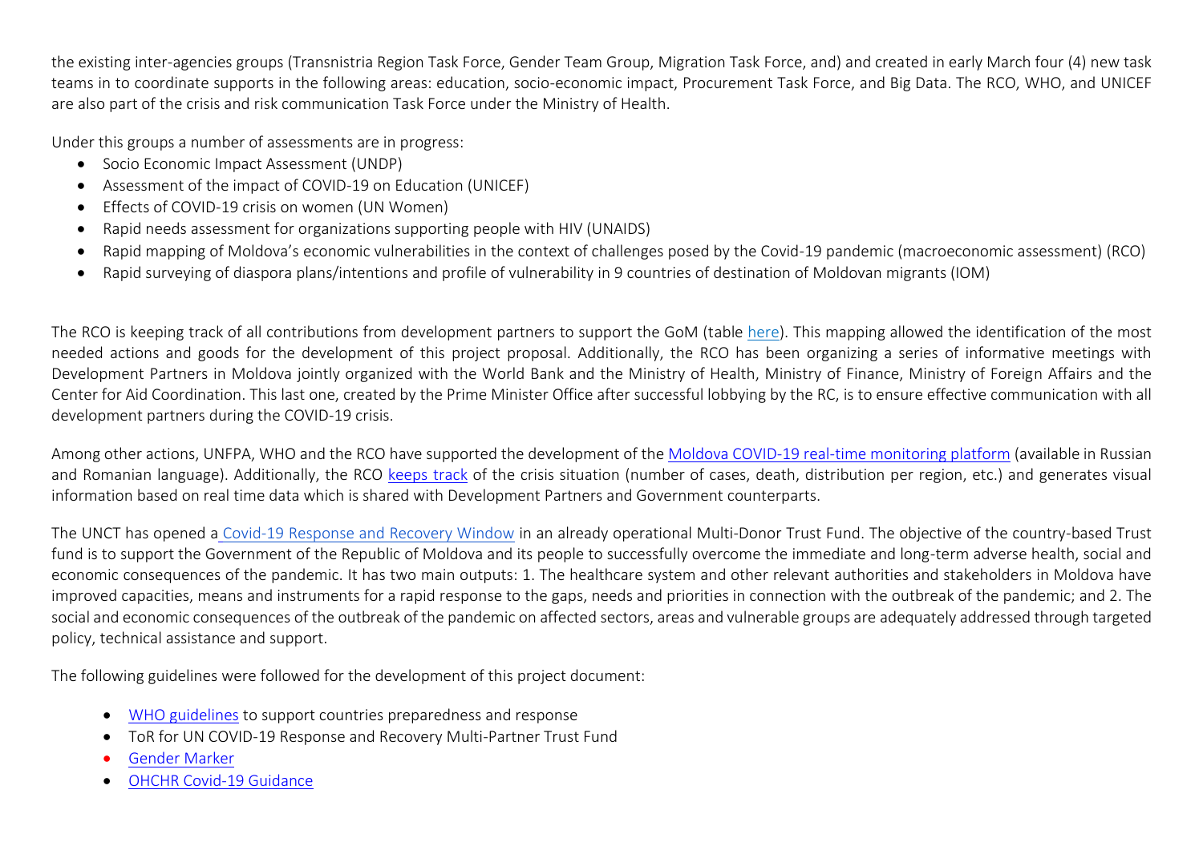the existing inter-agencies groups (Transnistria Region Task Force, Gender Team Group, Migration Task Force, and) and created in early March four (4) new task teams in to coordinate supports in the following areas: education, socio-economic impact, Procurement Task Force, and Big Data. The RCO, WHO, and UNICEF are also part of the crisis and risk communication Task Force under the Ministry of Health.

Under this groups a number of assessments are in progress:

- Socio Economic Impact Assessment (UNDP)
- Assessment of the impact of COVID-19 on Education (UNICEF)
- Effects of COVID-19 crisis on women (UN Women)
- Rapid needs assessment for organizations supporting people with HIV (UNAIDS)
- Rapid mapping of Moldova's economic vulnerabilities in the context of challenges posed by the Covid-19 pandemic (macroeconomic assessment) (RCO)
- Rapid surveying of diaspora plans/intentions and profile of vulnerability in 9 countries of destination of Moldovan migrants (IOM)

The RCO is keeping track of all contributions from development partners to support the GoM (table here). This mapping allowed the identification of the most needed actions and goods for the development of this project proposal. Additionally, the RCO has been organizing a series of informative meetings with Development Partners in Moldova jointly organized with the World Bank and the Ministry of Health, Ministry of Finance, Ministry of Foreign Affairs and the Center for Aid Coordination. This last one, created by the Prime Minister Office after successful lobbying by the RC, is to ensure effective communication with all development partners during the COVID-19 crisis.

Among other actions, UNFPA, WHO and the RCO have supported the development of the Moldova COVID-19 real-time monitoring platform (available in Russian and Romanian language). Additionally, the RCO keeps track of the crisis situation (number of cases, death, distribution per region, etc.) and generates visual information based on real time data which is shared with Development Partners and Government counterparts.

The UNCT has opened a Covid-19 Response and Recovery Window in an already operational Multi-Donor Trust Fund. The objective of the country-based Trust fund is to support the Government of the Republic of Moldova and its people to successfully overcome the immediate and long-term adverse health, social and economic consequences of the pandemic. It has two main outputs: 1. The healthcare system and other relevant authorities and stakeholders in Moldova have improved capacities, means and instruments for a rapid response to the gaps, needs and priorities in connection with the outbreak of the pandemic; and 2. The social and economic consequences of the outbreak of the pandemic on affected sectors, areas and vulnerable groups are adequately addressed through targeted policy, technical assistance and support.

The following guidelines were followed for the development of this project document:

- WHO guidelines to support countries preparedness and response
- ToR for UN COVID-19 Response and Recovery Multi-Partner Trust Fund
- Gender Marker
- OHCHR Covid-19 Guidance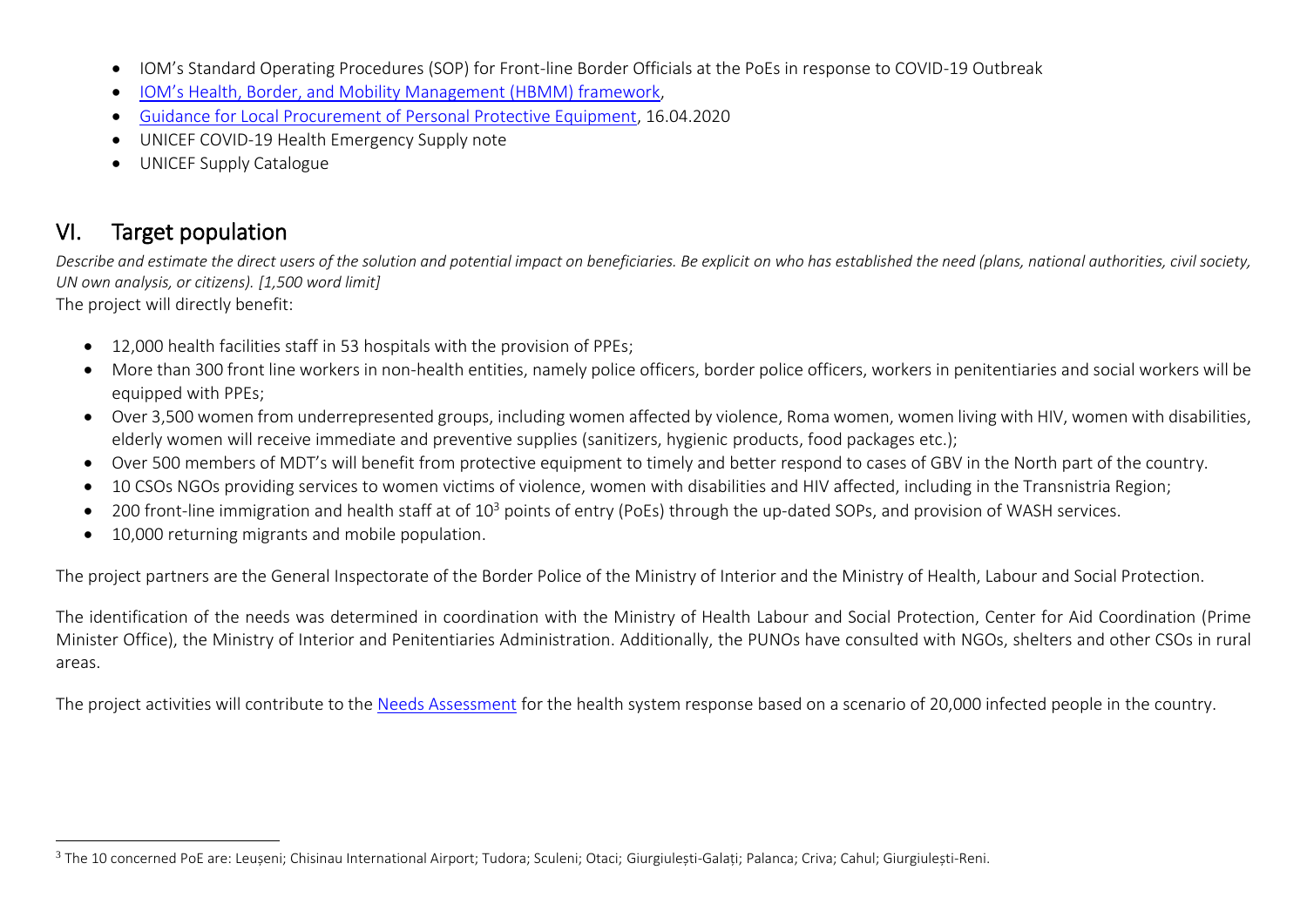- IOM's Standard Operating Procedures (SOP) for Front-line Border Officials at the PoEs in response to COVID-19 Outbreak
- IOM's Health, Border, and Mobility Management (HBMM) framework,
- Guidance for Local Procurement of Personal Protective Equipment, 16.04.2020
- UNICEF COVID-19 Health Emergency Supply note
- UNICEF Supply Catalogue

## VI. Target population

*Describe and estimate the direct users of the solution and potential impact on beneficiaries. Be explicit on who has established the need (plans, national authorities, civil society, UN own analysis, or citizens). [1,500 word limit]*

The project will directly benefit:

- 12,000 health facilities staff in 53 hospitals with the provision of PPEs;
- More than 300 front line workers in non-health entities, namely police officers, border police officers, workers in penitentiaries and social workers will be equipped with PPEs;
- Over 3,500 women from underrepresented groups, including women affected by violence, Roma women, women living with HIV, women with disabilities, elderly women will receive immediate and preventive supplies (sanitizers, hygienic products, food packages etc.);
- Over 500 members of MDT's will benefit from protective equipment to timely and better respond to cases of GBV in the North part of the country.
- 10 CSOs NGOs providing services to women victims of violence, women with disabilities and HIV affected, including in the Transnistria Region;
- 200 front-line immigration and health staff at of 10[3] points of entry (PoEs) through the up-dated SOPs, and provision of WASH services.
- 10,000 returning migrants and mobile population.

The project partners are the General Inspectorate of the Border Police of the Ministry of Interior and the Ministry of Health, Labour and Social Protection.

The identification of the needs was determined in coordination with the Ministry of Health Labour and Social Protection, Center for Aid Coordination (Prime Minister Office), the Ministry of Interior and Penitentiaries Administration. Additionally, the PUNOs have consulted with NGOs, shelters and other CSOs in rural areas.

The project activities will contribute to the Needs Assessment for the health system response based on a scenario of 20,000 infected people in the country.

---

[3] The 10 concerned PoE are: Leușeni; Chisinau International Airport; Tudora; Sculeni; Otaci; Giurgiulești-Galați; Palanca; Criva; Cahul; Giurgiulești-Reni.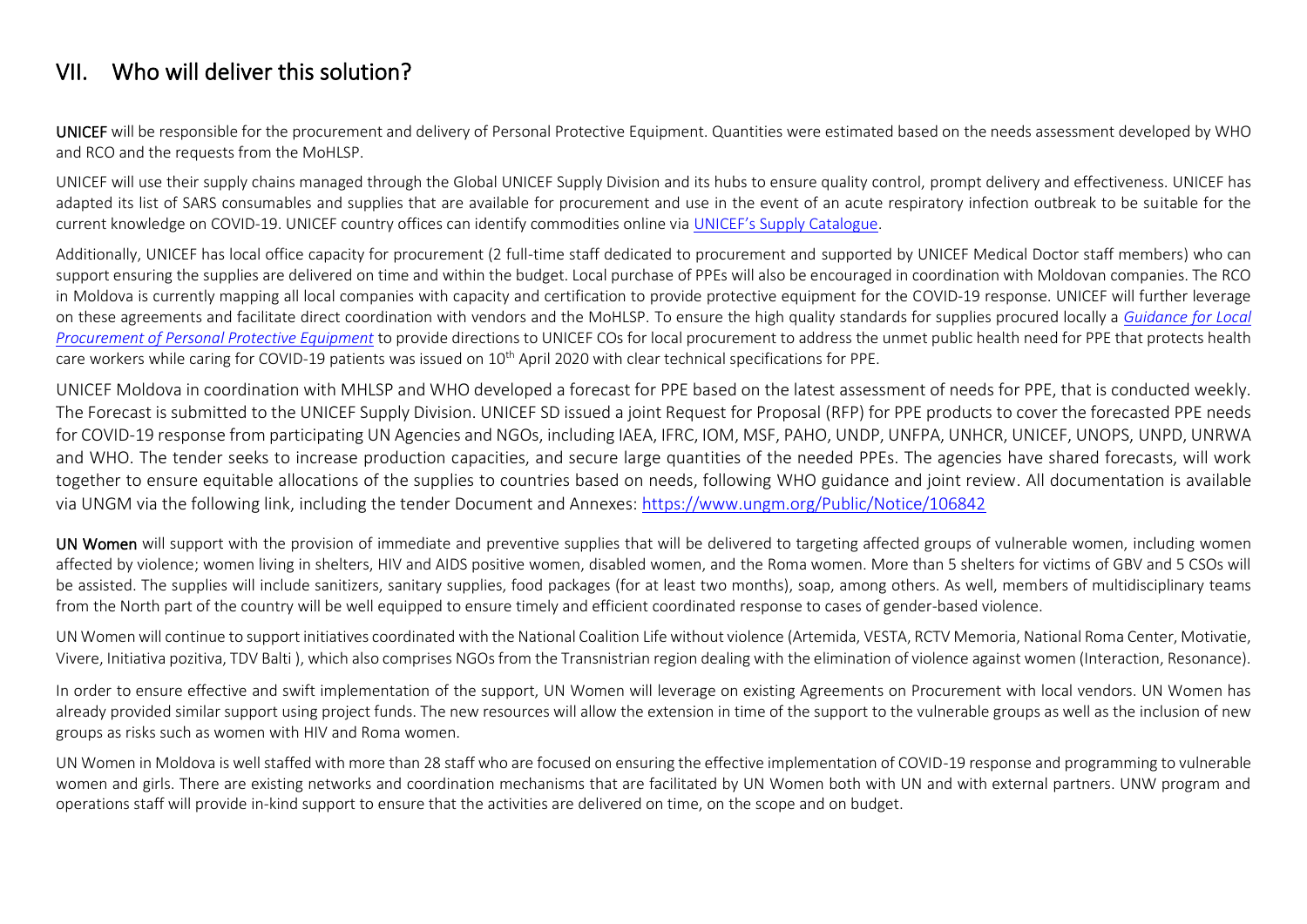## VII. Who will deliver this solution?

**UNICEF** will be responsible for the procurement and delivery of Personal Protective Equipment. Quantities were estimated based on the needs assessment developed by WHO and RCO and the requests from the MoHLSP.

UNICEF will use their supply chains managed through the Global UNICEF Supply Division and its hubs to ensure quality control, prompt delivery and effectiveness. UNICEF has adapted its list of SARS consumables and supplies that are available for procurement and use in the event of an acute respiratory infection outbreak to be suitable for the current knowledge on COVID-19. UNICEF country offices can identify commodities online via [UNICEF's Supply Catalogue](UNICEF's Supply Catalogue).

Additionally, UNICEF has local office capacity for procurement (2 full-time staff dedicated to procurement and supported by UNICEF Medical Doctor staff members) who can support ensuring the supplies are delivered on time and within the budget. Local purchase of PPEs will also be encouraged in coordination with Moldovan companies. The RCO in Moldova is currently mapping all local companies with capacity and certification to provide protective equipment for the COVID-19 response. UNICEF will further leverage on these agreements and facilitate direct coordination with vendors and the MoHLSP. To ensure the high quality standards for supplies procured locally a *Guidance for Local Procurement of Personal Protective Equipment* to provide directions to UNICEF COs for local procurement to address the unmet public health need for PPE that protects health care workers while caring for COVID-19 patients was issued on 10th April 2020 with clear technical specifications for PPE.

UNICEF Moldova in coordination with MHLSP and WHO developed a forecast for PPE based on the latest assessment of needs for PPE, that is conducted weekly. The Forecast is submitted to the UNICEF Supply Division. UNICEF SD issued a joint Request for Proposal (RFP) for PPE products to cover the forecasted PPE needs for COVID-19 response from participating UN Agencies and NGOs, including IAEA, IFRC, IOM, MSF, PAHO, UNDP, UNFPA, UNHCR, UNICEF, UNOPS, UNPD, UNRWA and WHO. The tender seeks to increase production capacities, and secure large quantities of the needed PPEs. The agencies have shared forecasts, will work together to ensure equitable allocations of the supplies to countries based on needs, following WHO guidance and joint review. All documentation is available via UNGM via the following link, including the tender Document and Annexes: https://www.ungm.org/Public/Notice/106842

**UN Women** will support with the provision of immediate and preventive supplies that will be delivered to targeting affected groups of vulnerable women, including women affected by violence; women living in shelters, HIV and AIDS positive women, disabled women, and the Roma women. More than 5 shelters for victims of GBV and 5 CSOs will be assisted. The supplies will include sanitizers, sanitary supplies, food packages (for at least two months), soap, among others. As well, members of multidisciplinary teams from the North part of the country will be well equipped to ensure timely and efficient coordinated response to cases of gender-based violence.

UN Women will continue to support initiatives coordinated with the National Coalition Life without violence (Artemida, VESTA, RCTV Memoria, National Roma Center, Motivatie, Vivere, Initiativa pozitiva, TDV Balti ), which also comprises NGOs from the Transnistrian region dealing with the elimination of violence against women (Interaction, Resonance).

In order to ensure effective and swift implementation of the support, UN Women will leverage on existing Agreements on Procurement with local vendors. UN Women has already provided similar support using project funds. The new resources will allow the extension in time of the support to the vulnerable groups as well as the inclusion of new groups as risks such as women with HIV and Roma women.

UN Women in Moldova is well staffed with more than 28 staff who are focused on ensuring the effective implementation of COVID-19 response and programming to vulnerable women and girls. There are existing networks and coordination mechanisms that are facilitated by UN Women both with UN and with external partners. UNW program and operations staff will provide in-kind support to ensure that the activities are delivered on time, on the scope and on budget.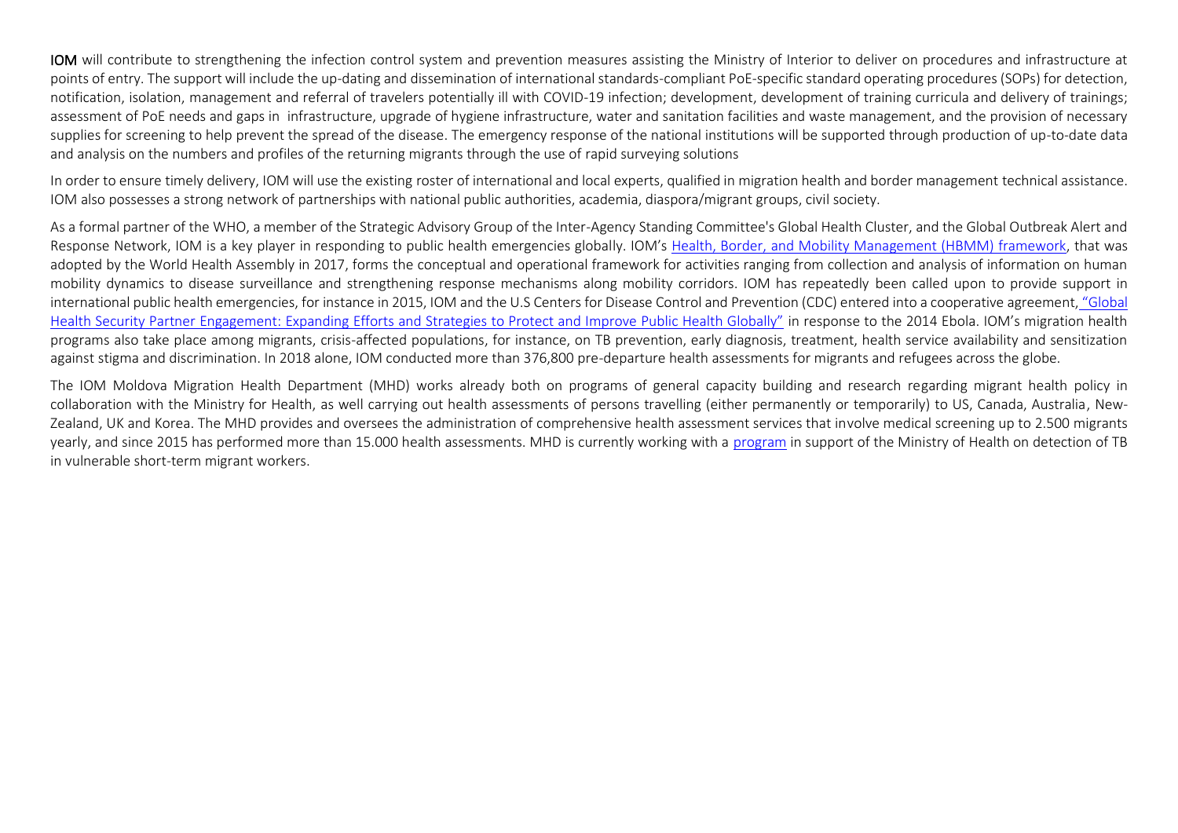**IOM** will contribute to strengthening the infection control system and prevention measures assisting the Ministry of Interior to deliver on procedures and infrastructure at points of entry. The support will include the up-dating and dissemination of international standards-compliant PoE-specific standard operating procedures (SOPs) for detection, notification, isolation, management and referral of travelers potentially ill with COVID-19 infection; development, development of training curricula and delivery of trainings; assessment of PoE needs and gaps in infrastructure, upgrade of hygiene infrastructure, water and sanitation facilities and waste management, and the provision of necessary supplies for screening to help prevent the spread of the disease. The emergency response of the national institutions will be supported through production of up-to-date data and analysis on the numbers and profiles of the returning migrants through the use of rapid surveying solutions

In order to ensure timely delivery, IOM will use the existing roster of international and local experts, qualified in migration health and border management technical assistance. IOM also possesses a strong network of partnerships with national public authorities, academia, diaspora/migrant groups, civil society.

As a formal partner of the WHO, a member of the Strategic Advisory Group of the Inter-Agency Standing Committee's Global Health Cluster, and the Global Outbreak Alert and Response Network, IOM is a key player in responding to public health emergencies globally. IOM's Health, Border, and Mobility Management (HBMM) framework, that was adopted by the World Health Assembly in 2017, forms the conceptual and operational framework for activities ranging from collection and analysis of information on human mobility dynamics to disease surveillance and strengthening response mechanisms along mobility corridors. IOM has repeatedly been called upon to provide support in international public health emergencies, for instance in 2015, IOM and the U.S Centers for Disease Control and Prevention (CDC) entered into a cooperative agreement, "Global Health Security Partner Engagement: Expanding Efforts and Strategies to Protect and Improve Public Health Globally" in response to the 2014 Ebola. IOM's migration health programs also take place among migrants, crisis-affected populations, for instance, on TB prevention, early diagnosis, treatment, health service availability and sensitization against stigma and discrimination. In 2018 alone, IOM conducted more than 376,800 pre-departure health assessments for migrants and refugees across the globe.

The IOM Moldova Migration Health Department (MHD) works already both on programs of general capacity building and research regarding migrant health policy in collaboration with the Ministry for Health, as well carrying out health assessments of persons travelling (either permanently or temporarily) to US, Canada, Australia, New-Zealand, UK and Korea. The MHD provides and oversees the administration of comprehensive health assessment services that involve medical screening up to 2.500 migrants yearly, and since 2015 has performed more than 15.000 health assessments. MHD is currently working with a program in support of the Ministry of Health on detection of TB in vulnerable short-term migrant workers.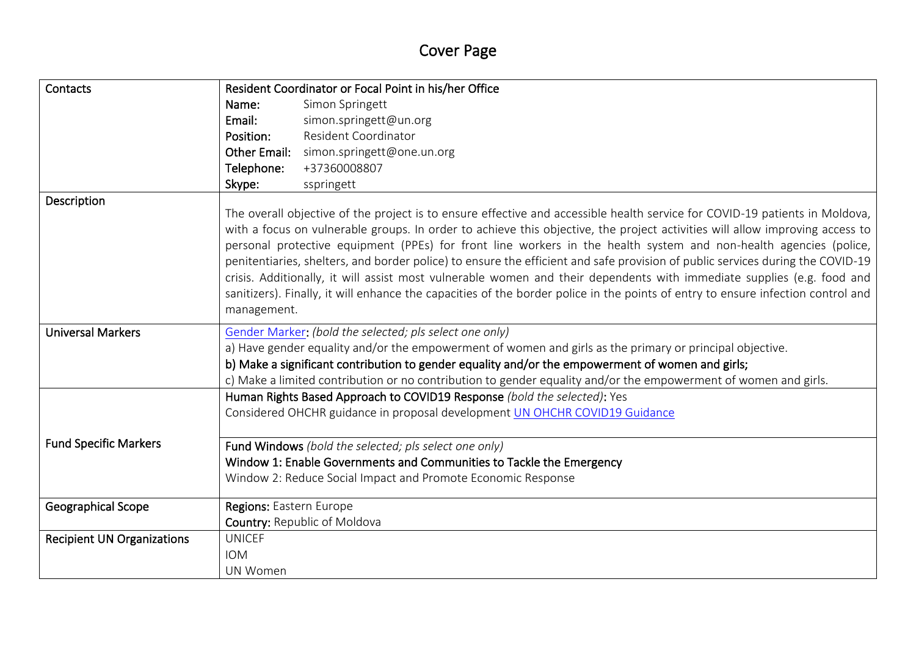# Cover Page

| Contacts | Resident Coordinator or Focal Point in his/her Office<br>**Name:** Simon Springett<br>**Email:** simon.springett@un.org<br>**Position:** Resident Coordinator<br>**Other Email:** simon.springett@one.un.org<br>**Telephone:** +37360008807<br>**Skype:** sspringett |
|---|---|
| Description | The overall objective of the project is to ensure effective and accessible health service for COVID-19 patients in Moldova, with a focus on vulnerable groups. In order to achieve this objective, the project activities will allow improving access to personal protective equipment (PPEs) for front line workers in the health system and non-health agencies (police, penitentiaries, shelters, and border police) to ensure the efficient and safe provision of public services during the COVID-19 crisis. Additionally, it will assist most vulnerable women and their dependents with immediate supplies (e.g. food and sanitizers). Finally, it will enhance the capacities of the border police in the points of entry to ensure infection control and management. |
| Universal Markers | Gender Marker: *(bold the selected; pls select one only)*<br>a) Have gender equality and/or the empowerment of women and girls as the primary or principal objective.<br>**b) Make a significant contribution to gender equality and/or the empowerment of women and girls;**<br>c) Make a limited contribution or no contribution to gender equality and/or the empowerment of women and girls. |
| Fund Specific Markers | Human Rights Based Approach to COVID19 Response *(bold the selected)*: Yes<br>Considered OHCHR guidance in proposal development UN OHCHR COVID19 Guidance<br><br>Fund Windows *(bold the selected; pls select one only)*<br>**Window 1: Enable Governments and Communities to Tackle the Emergency**<br>Window 2: Reduce Social Impact and Promote Economic Response |
| Geographical Scope | **Regions:** Eastern Europe<br>**Country:** Republic of Moldova |
| Recipient UN Organizations | UNICEF<br>IOM<br>UN Women |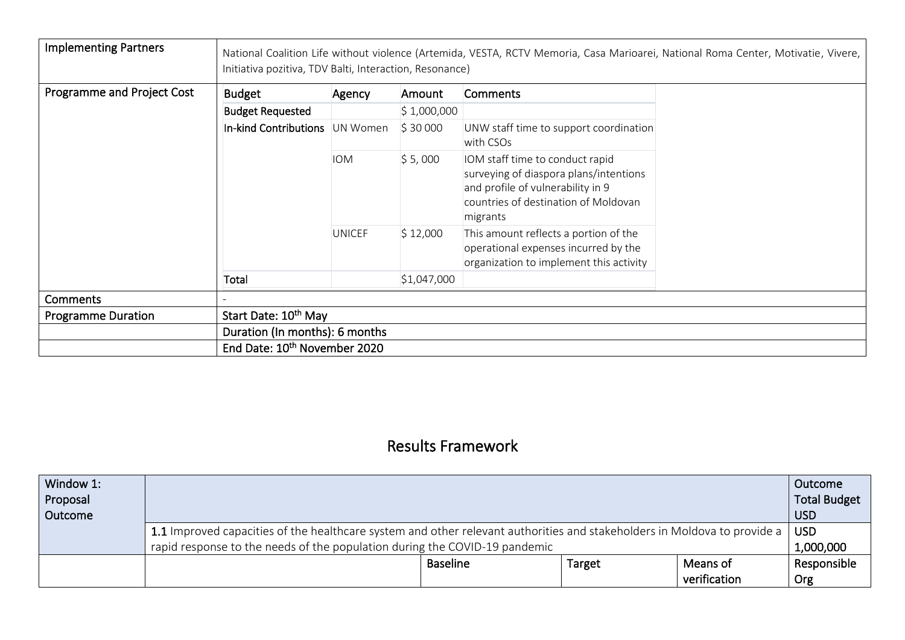| Implementing Partners | National Coalition Life without violence (Artemida, VESTA, RCTV Memoria, Casa Marioarei, National Roma Center, Motivatie, Vivere, Initiativa pozitiva, TDV Balti, Interaction, Resonance) | | | |
|---|---|---|---|---|
| Programme and Project Cost | **Budget** | **Agency** | **Amount** | **Comments** |
| | **Budget Requested** | | $ 1,000,000 | |
| | **In-kind Contributions** | UN Women | $ 30 000 | UNW staff time to support coordination with CSOs |
| | | IOM | $ 5, 000 | IOM staff time to conduct rapid surveying of diaspora plans/intentions and profile of vulnerability in 9 countries of destination of Moldovan migrants |
| | | UNICEF | $ 12,000 | This amount reflects a portion of the operational expenses incurred by the organization to implement this activity |
| | Total | | $1,047,000 | |
| Comments | - | | | |
| Programme Duration | Start Date: 10th May | | | |
| | Duration (In months): 6 months | | | |
| | End Date: 10th November 2020 | | | |

## Results Framework

| Window 1: Proposal Outcome | | | | | Outcome Total Budget USD |
|---|---|---|---|---|---|
| | **1.1** Improved capacities of the healthcare system and other relevant authorities and stakeholders in Moldova to provide a rapid response to the needs of the population during the COVID-19 pandemic | | | | **USD 1,000,000** |
| | | Baseline | Target | Means of verification | Responsible Org |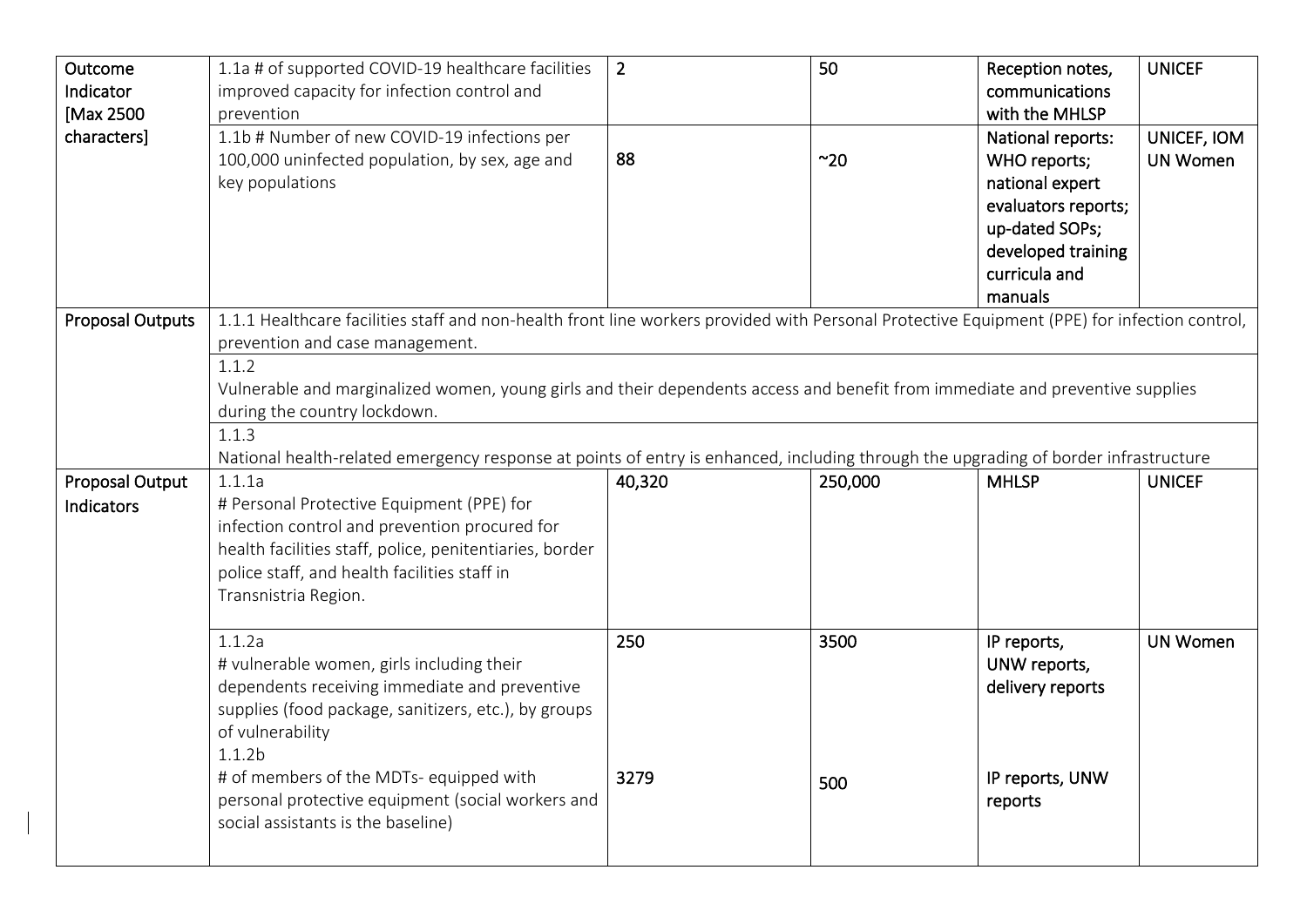| | | | | | |
|---|---|---|---|---|---|
| Outcome Indicator [Max 2500 characters] | 1.1a # of supported COVID-19 healthcare facilities improved capacity for infection control and prevention | 2 | 50 | Reception notes, communications with the MHLSP | UNICEF |
| | 1.1b # Number of new COVID-19 infections per 100,000 uninfected population, by sex, age and key populations | 88 | ~20 | National reports: WHO reports; national expert evaluators reports; up-dated SOPs; developed training curricula and manuals | UNICEF, IOM UN Women |
| Proposal Outputs | 1.1.1 Healthcare facilities staff and non-health front line workers provided with Personal Protective Equipment (PPE) for infection control, prevention and case management. | | | | |
| | 1.1.2<br>Vulnerable and marginalized women, young girls and their dependents access and benefit from immediate and preventive supplies during the country lockdown. | | | | |
| | 1.1.3<br>National health-related emergency response at points of entry is enhanced, including through the upgrading of border infrastructure | | | | |
| Proposal Output Indicators | 1.1.1a<br># Personal Protective Equipment (PPE) for infection control and prevention procured for health facilities staff, police, penitentiaries, border police staff, and health facilities staff in Transnistria Region. | 40,320 | 250,000 | MHLSP | UNICEF |
| | 1.1.2a<br># vulnerable women, girls including their dependents receiving immediate and preventive supplies (food package, sanitizers, etc.), by groups of vulnerability<br>1.1.2b<br># of members of the MDTs- equipped with personal protective equipment (social workers and social assistants is the baseline) | 250<br><br><br><br>3279 | 3500<br><br><br><br>500 | IP reports, UNW reports, delivery reports<br><br><br>IP reports, UNW reports | UN Women |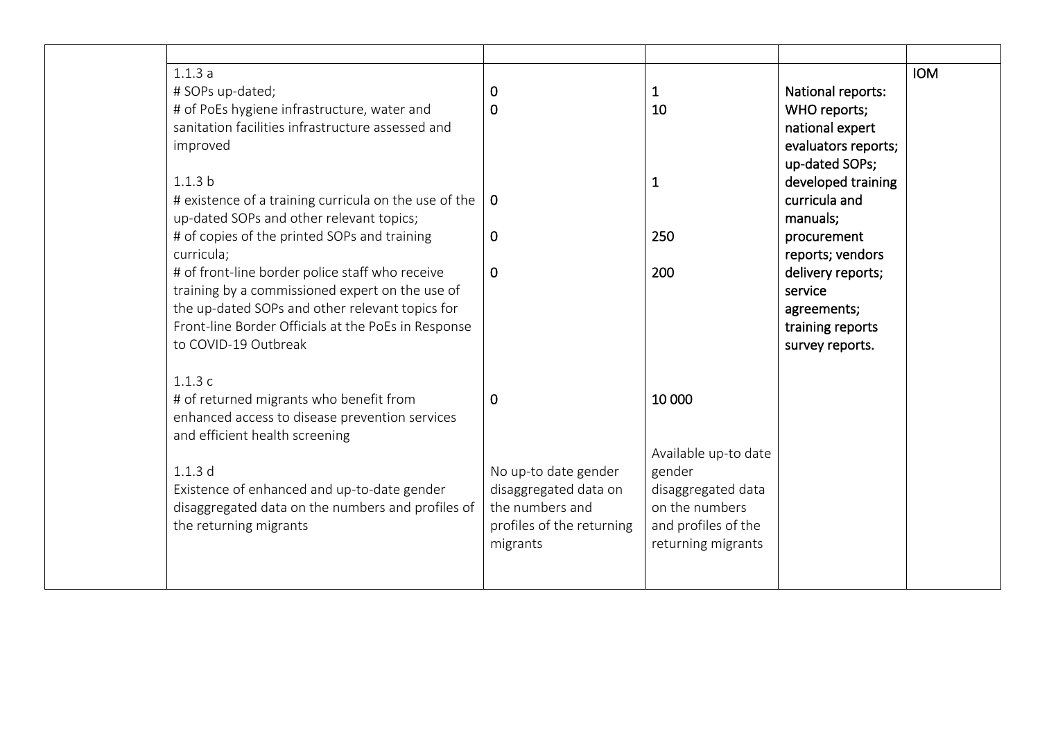| | | | | | |
|---|---|---|---|---|---|
| | 1.1.3 a<br># SOPs up-dated;<br># of PoEs hygiene infrastructure, water and sanitation facilities infrastructure assessed and improved<br><br>1.1.3 b<br># existence of a training curricula on the use of the up-dated SOPs and other relevant topics;<br># of copies of the printed SOPs and training curricula;<br># of front-line border police staff who receive training by a commissioned expert on the use of the up-dated SOPs and other relevant topics for Front-line Border Officials at the PoEs in Response to COVID-19 Outbreak<br><br>1.1.3 c<br># of returned migrants who benefit from enhanced access to disease prevention services and efficient health screening<br><br>1.1.3 d<br>Existence of enhanced and up-to-date gender disaggregated data on the numbers and profiles of the returning migrants | 0<br>0<br><br><br><br>0<br><br>0<br><br>0<br><br><br><br><br>0<br><br><br>No up-to date gender disaggregated data on the numbers and profiles of the returning migrants | 1<br>10<br><br><br><br>1<br><br>250<br><br>200<br><br><br><br><br>10 000<br><br><br>Available up-to date gender disaggregated data on the numbers and profiles of the returning migrants | National reports: WHO reports; national expert evaluators reports; up-dated SOPs; developed training curricula and manuals; procurement reports; vendors delivery reports; service agreements; training reports survey reports. | IOM |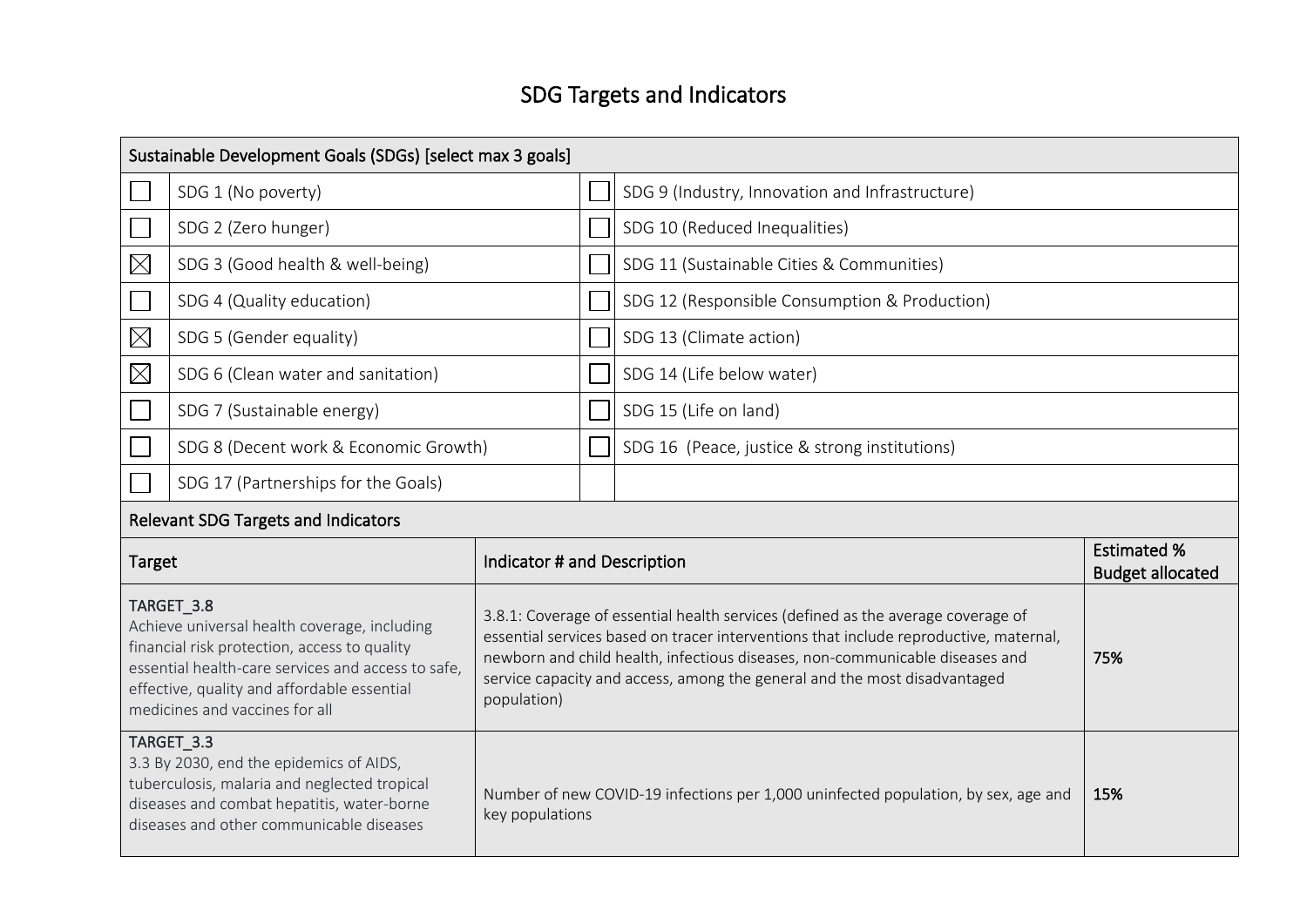# SDG Targets and Indicators

| Sustainable Development Goals (SDGs) [select max 3 goals] | | | |
|---|---|---|---|
| ☐ | SDG 1 (No poverty) | ☐ | SDG 9 (Industry, Innovation and Infrastructure) |
| ☐ | SDG 2 (Zero hunger) | ☐ | SDG 10 (Reduced Inequalities) |
| ☒ | SDG 3 (Good health & well-being) | ☐ | SDG 11 (Sustainable Cities & Communities) |
| ☐ | SDG 4 (Quality education) | ☐ | SDG 12 (Responsible Consumption & Production) |
| ☒ | SDG 5 (Gender equality) | ☐ | SDG 13 (Climate action) |
| ☒ | SDG 6 (Clean water and sanitation) | ☐ | SDG 14 (Life below water) |
| ☐ | SDG 7 (Sustainable energy) | ☐ | SDG 15 (Life on land) |
| ☐ | SDG 8 (Decent work & Economic Growth) | ☐ | SDG 16 (Peace, justice & strong institutions) |
| ☐ | SDG 17 (Partnerships for the Goals) | | |

| Relevant SDG Targets and Indicators | | |
|---|---|---|
| **Target** | **Indicator # and Description** | **Estimated % Budget allocated** |
| TARGET_3.8<br>Achieve universal health coverage, including financial risk protection, access to quality essential health-care services and access to safe, effective, quality and affordable essential medicines and vaccines for all | 3.8.1: Coverage of essential health services (defined as the average coverage of essential services based on tracer interventions that include reproductive, maternal, newborn and child health, infectious diseases, non-communicable diseases and service capacity and access, among the general and the most disadvantaged population) | **75%** |
| TARGET_3.3<br>3.3 By 2030, end the epidemics of AIDS, tuberculosis, malaria and neglected tropical diseases and combat hepatitis, water-borne diseases and other communicable diseases | Number of new COVID-19 infections per 1,000 uninfected population, by sex, age and key populations | **15%** |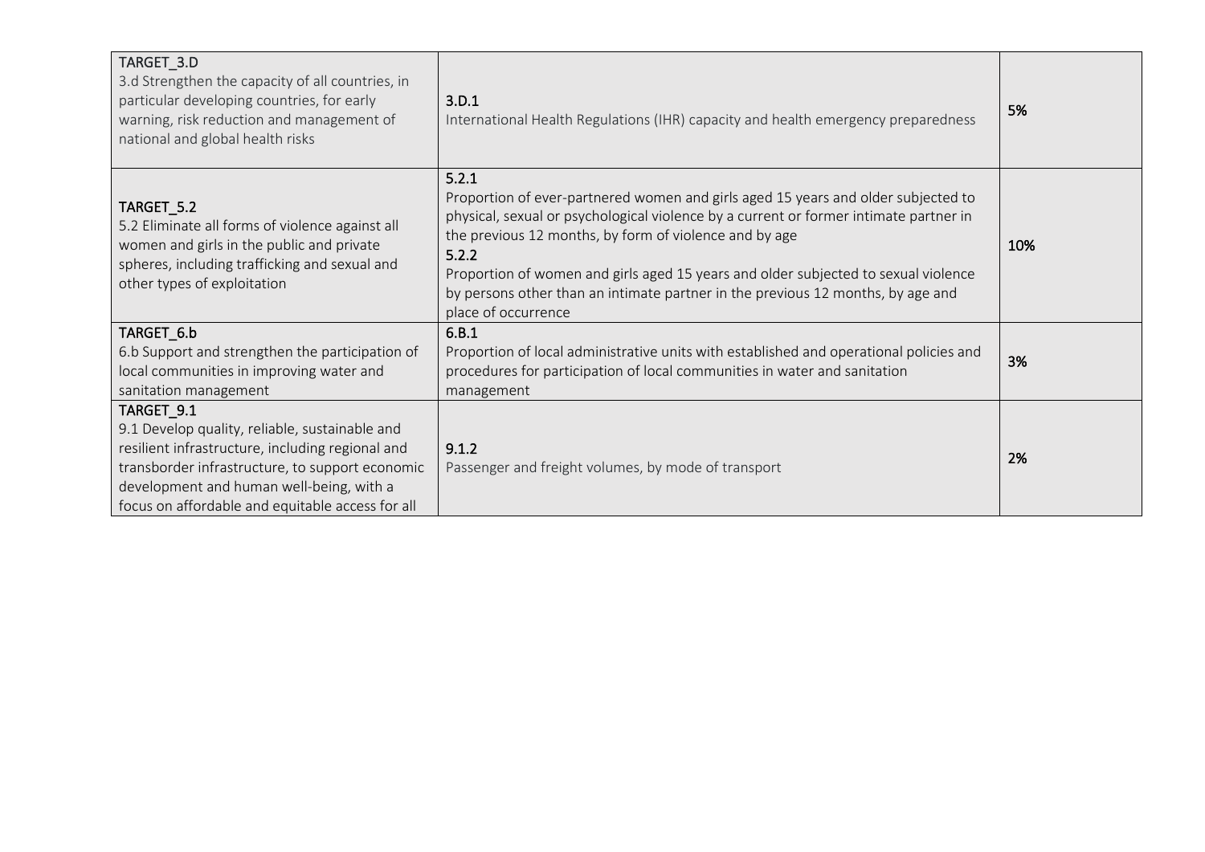| | | |
|---|---|---|
| TARGET_3.D<br>3.d Strengthen the capacity of all countries, in particular developing countries, for early warning, risk reduction and management of national and global health risks | 3.D.1<br>International Health Regulations (IHR) capacity and health emergency preparedness | 5% |
| TARGET_5.2<br>5.2 Eliminate all forms of violence against all women and girls in the public and private spheres, including trafficking and sexual and other types of exploitation | 5.2.1<br>Proportion of ever-partnered women and girls aged 15 years and older subjected to physical, sexual or psychological violence by a current or former intimate partner in the previous 12 months, by form of violence and by age<br>5.2.2<br>Proportion of women and girls aged 15 years and older subjected to sexual violence by persons other than an intimate partner in the previous 12 months, by age and place of occurrence | 10% |
| TARGET_6.b<br>6.b Support and strengthen the participation of local communities in improving water and sanitation management | 6.B.1<br>Proportion of local administrative units with established and operational policies and procedures for participation of local communities in water and sanitation management | 3% |
| TARGET_9.1<br>9.1 Develop quality, reliable, sustainable and resilient infrastructure, including regional and transborder infrastructure, to support economic development and human well-being, with a focus on affordable and equitable access for all | 9.1.2<br>Passenger and freight volumes, by mode of transport | 2% |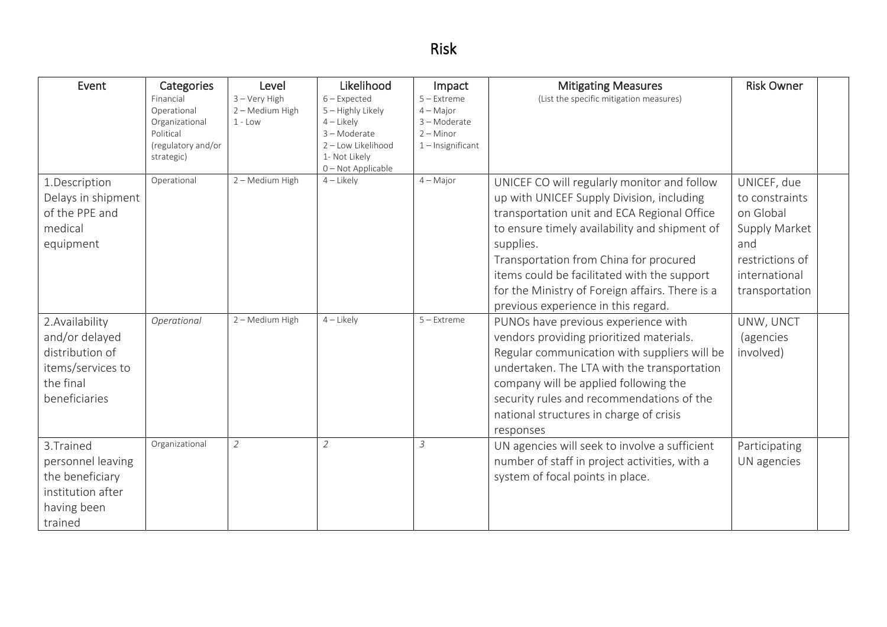# Risk

| Event | Categories<br>Financial<br>Operational<br>Organizational<br>Political<br>(regulatory and/or strategic) | Level<br>3 – Very High<br>2 – Medium High<br>1 - Low | Likelihood<br>6 – Expected<br>5 – Highly Likely<br>4 – Likely<br>3 – Moderate<br>2 – Low Likelihood<br>1- Not Likely<br>0 – Not Applicable | Impact<br>5 – Extreme<br>4 – Major<br>3 – Moderate<br>2 – Minor<br>1 – Insignificant | Mitigating Measures<br>(List the specific mitigation measures) | Risk Owner | |
|---|---|---|---|---|---|---|---|
| 1.Description Delays in shipment of the PPE and medical equipment | Operational | 2 – Medium High | 4 – Likely | 4 – Major | UNICEF CO will regularly monitor and follow up with UNICEF Supply Division, including transportation unit and ECA Regional Office to ensure timely availability and shipment of supplies.<br>Transportation from China for procured items could be facilitated with the support for the Ministry of Foreign affairs. There is a previous experience in this regard. | UNICEF, due to constraints on Global Supply Market and restrictions of international transportation | |
| 2.Availability and/or delayed distribution of items/services to the final beneficiaries | *Operational* | 2 – Medium High | 4 – Likely | 5 – Extreme | PUNOs have previous experience with vendors providing prioritized materials. Regular communication with suppliers will be undertaken. The LTA with the transportation company will be applied following the security rules and recommendations of the national structures in charge of crisis responses | UNW, UNCT (agencies involved) | |
| 3.Trained personnel leaving the beneficiary institution after having been trained | Organizational | *2* | *2* | *3* | UN agencies will seek to involve a sufficient number of staff in project activities, with a system of focal points in place. | Participating UN agencies | |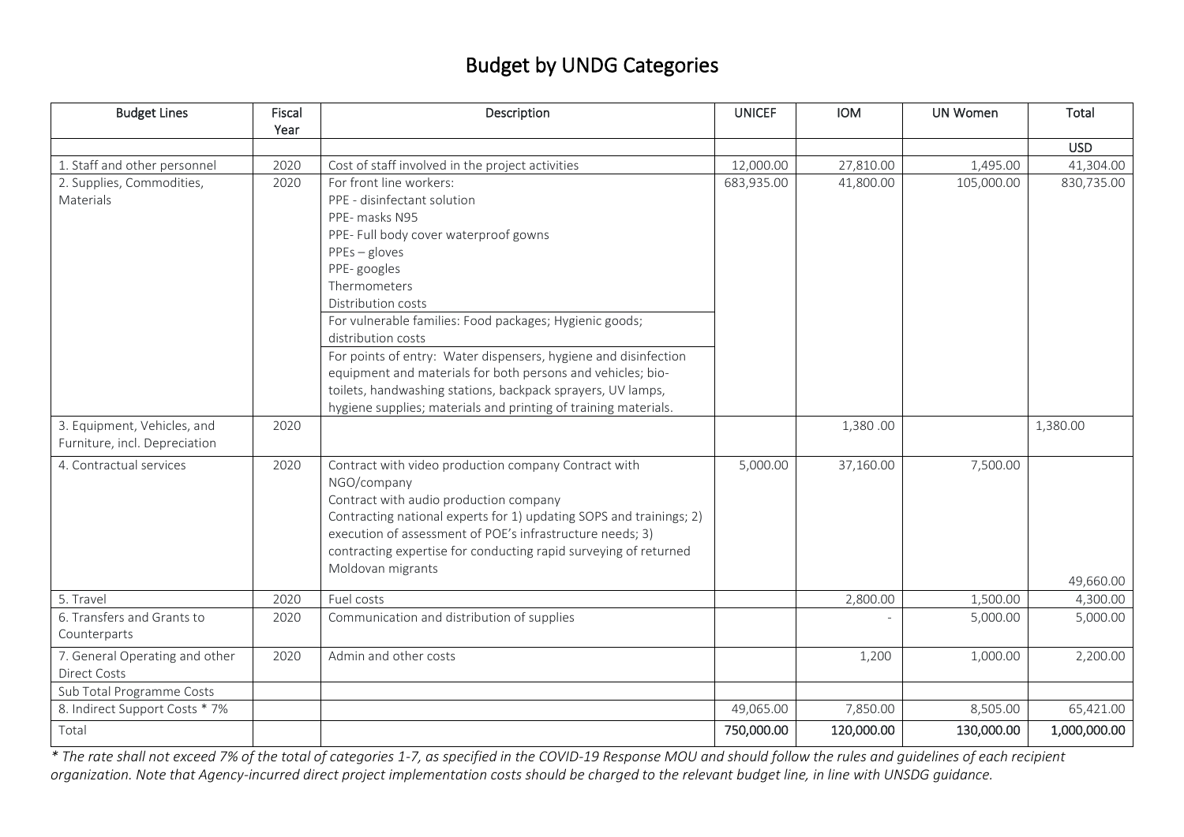# Budget by UNDG Categories

| Budget Lines | Fiscal Year | Description | UNICEF | IOM | UN Women | Total |
|---|---|---|---|---|---|---|
| | | | | | | USD |
| 1. Staff and other personnel | 2020 | Cost of staff involved in the project activities | 12,000.00 | 27,810.00 | 1,495.00 | 41,304.00 |
| 2. Supplies, Commodities, Materials | 2020 | For front line workers:<br>PPE - disinfectant solution<br>PPE- masks N95<br>PPE- Full body cover waterproof gowns<br>PPEs – gloves<br>PPE- googles<br>Thermometers<br>Distribution costs<br>For vulnerable families: Food packages; Hygienic goods; distribution costs<br>For points of entry: Water dispensers, hygiene and disinfection equipment and materials for both persons and vehicles; bio-toilets, handwashing stations, backpack sprayers, UV lamps, hygiene supplies; materials and printing of training materials. | 683,935.00 | 41,800.00 | 105,000.00 | 830,735.00 |
| 3. Equipment, Vehicles, and Furniture, incl. Depreciation | 2020 | | | 1,380 .00 | | 1,380.00 |
| 4. Contractual services | 2020 | Contract with video production company Contract with NGO/company<br>Contract with audio production company<br>Contracting national experts for 1) updating SOPS and trainings; 2) execution of assessment of POE's infrastructure needs; 3) contracting expertise for conducting rapid surveying of returned Moldovan migrants | 5,000.00 | 37,160.00 | 7,500.00 | 49,660.00 |
| 5. Travel | 2020 | Fuel costs | | 2,800.00 | 1,500.00 | 4,300.00 |
| 6. Transfers and Grants to Counterparts | 2020 | Communication and distribution of supplies | | - | 5,000.00 | 5,000.00 |
| 7. General Operating and other Direct Costs | 2020 | Admin and other costs | | 1,200 | 1,000.00 | 2,200.00 |
| Sub Total Programme Costs | | | | | | |
| 8. Indirect Support Costs * 7% | | | 49,065.00 | 7,850.00 | 8,505.00 | 65,421.00 |
| Total | | | **750,000.00** | **120,000.00** | **130,000.00** | **1,000,000.00** |

*\* The rate shall not exceed 7% of the total of categories 1-7, as specified in the COVID-19 Response MOU and should follow the rules and guidelines of each recipient organization. Note that Agency-incurred direct project implementation costs should be charged to the relevant budget line, in line with UNSDG guidance.*